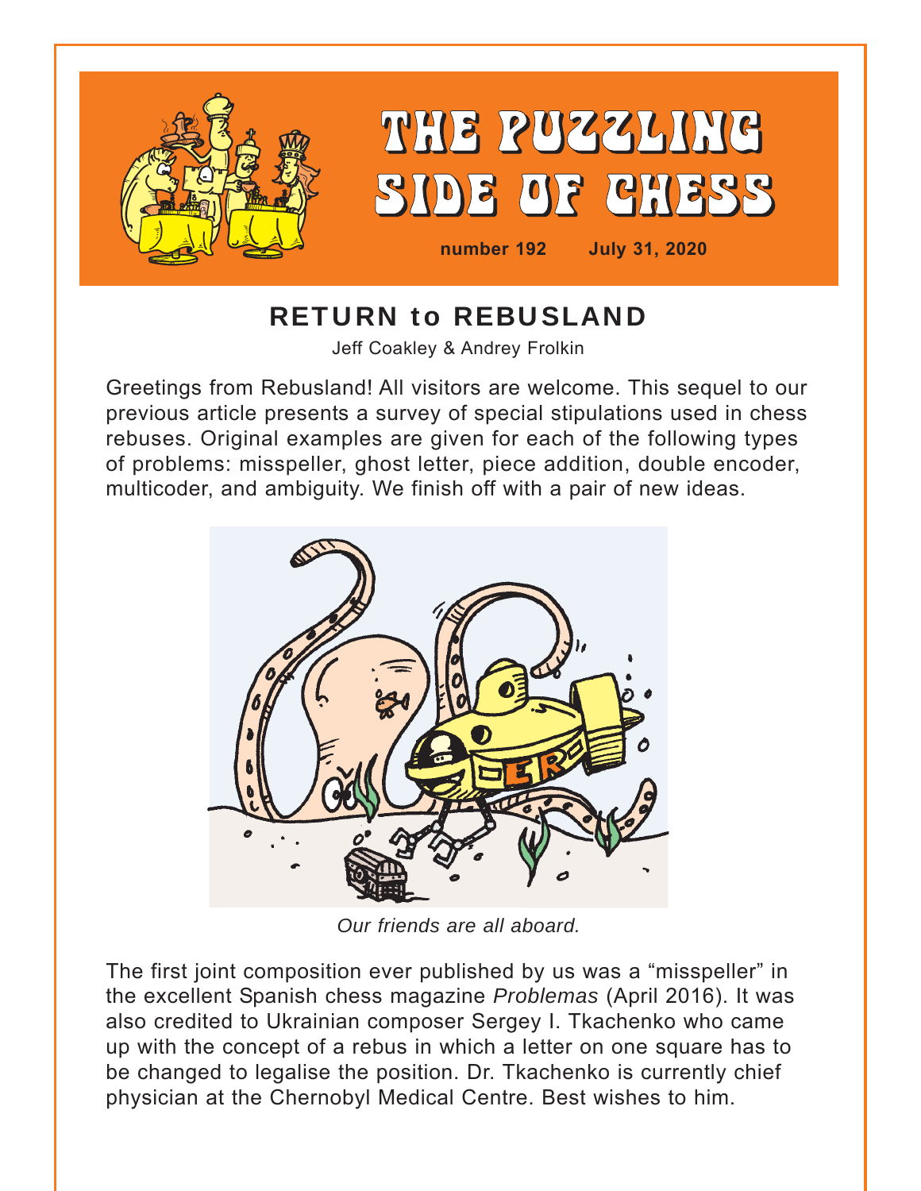# THE PUZZLING SIDE OF CHESS

number 192 July 31, 2020

## RETURN to REBUSLAND

Jeff Coakley & Andrey Frolkin

Greetings from Rebusland! All visitors are welcome. This sequel to our previous article presents a survey of special stipulations used in chess rebuses. Original examples are given for each of the following types of problems: misspeller, ghost letter, piece addition, double encoder, multicoder, and ambiguity. We finish off with a pair of new ideas.

*Our friends are all aboard.*

The first joint composition ever published by us was a "misspeller" in the excellent Spanish chess magazine *Problemas* (April 2016). It was also credited to Ukrainian composer Sergey I. Tkachenko who came up with the concept of a rebus in which a letter on one square has to be changed to legalise the position. Dr. Tkachenko is currently chief physician at the Chernobyl Medical Centre. Best wishes to him.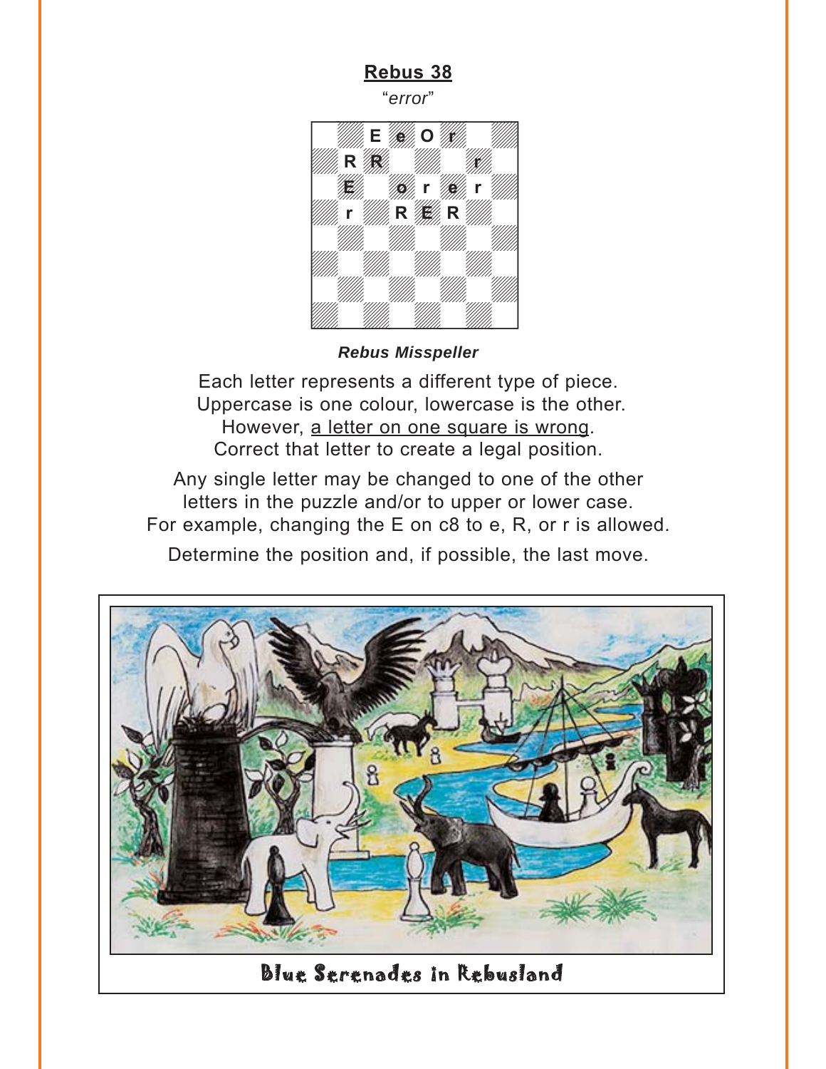## Rebus 38

*"error"*

| | a | b | c | d | e | f | g | h |
|---|---|---|---|---|---|---|---|---|
| 8 | | | E | e | O | r | | |
| 7 | | R | R | | | | r | |
| 6 | | E | | o | r | e | r | |
| 5 | | r | | R | E | R | | |
| 4 | | | | | | | | |
| 3 | | | | | | | | |
| 2 | | | | | | | | |
| 1 | | | | | | | | |

***Rebus Misspeller***

Each letter represents a different type of piece.
Uppercase is one colour, lowercase is the other.
However, a letter on one square is wrong.
Correct that letter to create a legal position.

Any single letter may be changed to one of the other letters in the puzzle and/or to upper or lower case.
For example, changing the E on c8 to e, R, or r is allowed.

Determine the position and, if possible, the last move.

Blue Serenades in Rebusland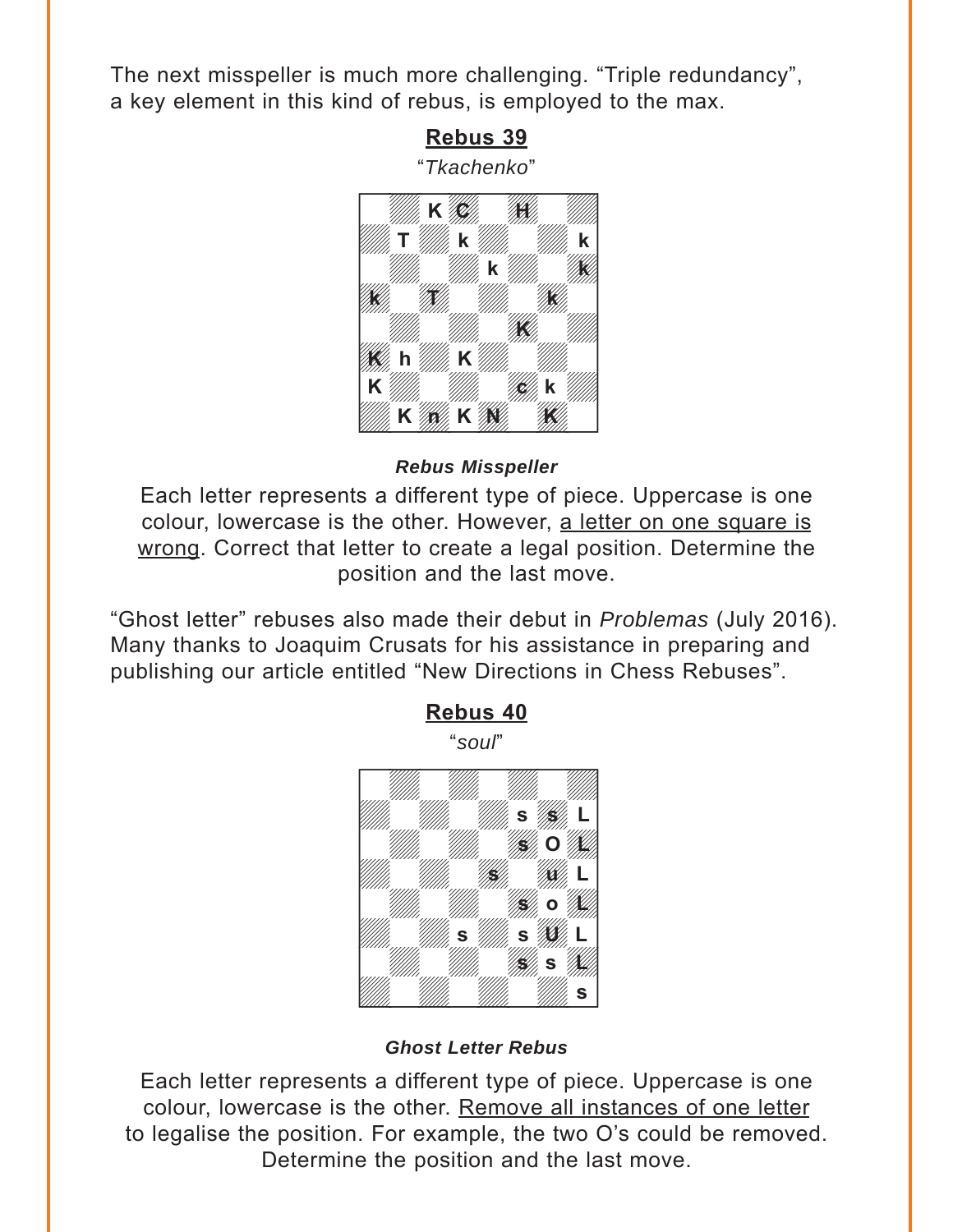The next misspeller is much more challenging. “Triple redundancy”, a key element in this kind of rebus, is employed to the max.

## Rebus 39

“*Tkachenko*”

|   | a | b | c | d | e | f | g | h |
|---|---|---|---|---|---|---|---|---|
| 8 |   |   | K | C |   | H |   |   |
| 7 |   | T |   | k |   |   |   | k |
| 6 |   |   |   |   | k |   |   | k |
| 5 | k |   | T |   |   |   | k |   |
| 4 |   |   |   |   |   | K |   |   |
| 3 | K | h |   | K |   |   |   |   |
| 2 | K |   |   |   |   | c | k |   |
| 1 |   | K | n | K | N |   | K |   |

***Rebus Misspeller***

Each letter represents a different type of piece. Uppercase is one colour, lowercase is the other. However, a letter on one square is wrong. Correct that letter to create a legal position. Determine the position and the last move.

“Ghost letter” rebuses also made their debut in *Problemas* (July 2016). Many thanks to Joaquim Crusats for his assistance in preparing and publishing our article entitled “New Directions in Chess Rebuses”.

## Rebus 40

“*soul*”

|   | a | b | c | d | e | f | g | h |
|---|---|---|---|---|---|---|---|---|
| 8 |   |   |   |   |   |   |   |   |
| 7 |   |   |   |   |   | s | s | L |
| 6 |   |   |   |   |   | s | O | L |
| 5 |   |   |   |   | s |   | u | L |
| 4 |   |   |   |   |   | s | o | L |
| 3 |   |   |   | s |   | s | U | L |
| 2 |   |   |   |   |   | s | s | L |
| 1 |   |   |   |   |   |   |   | s |

***Ghost Letter Rebus***

Each letter represents a different type of piece. Uppercase is one colour, lowercase is the other. Remove all instances of one letter to legalise the position. For example, the two O’s could be removed. Determine the position and the last move.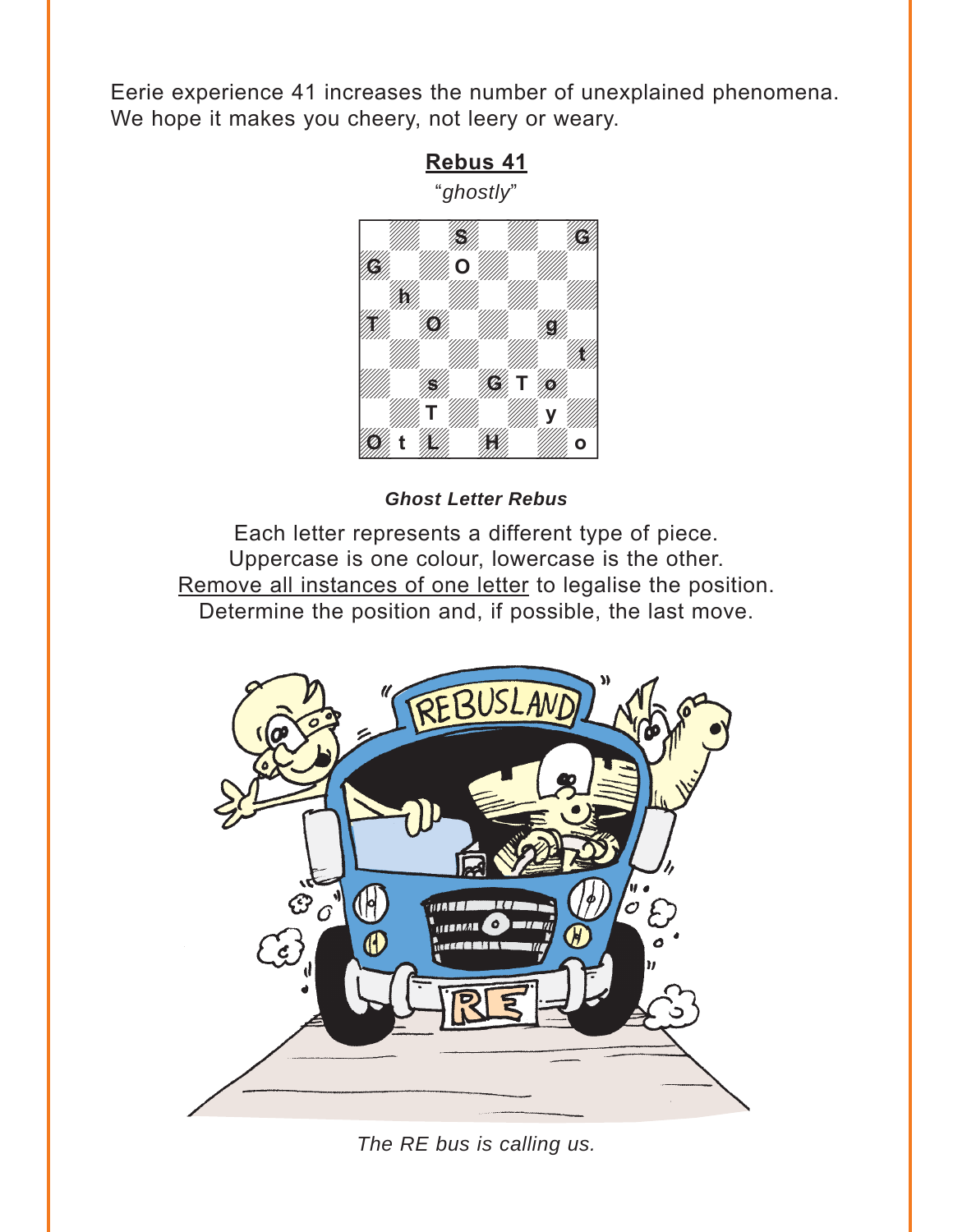Eerie experience 41 increases the number of unexplained phenomena. We hope it makes you cheery, not leery or weary.

## Rebus 41

*"ghostly"*

***Ghost Letter Rebus***

Each letter represents a different type of piece.
Uppercase is one colour, lowercase is the other.
Remove all instances of one letter to legalise the position.
Determine the position and, if possible, the last move.

*The RE bus is calling us.*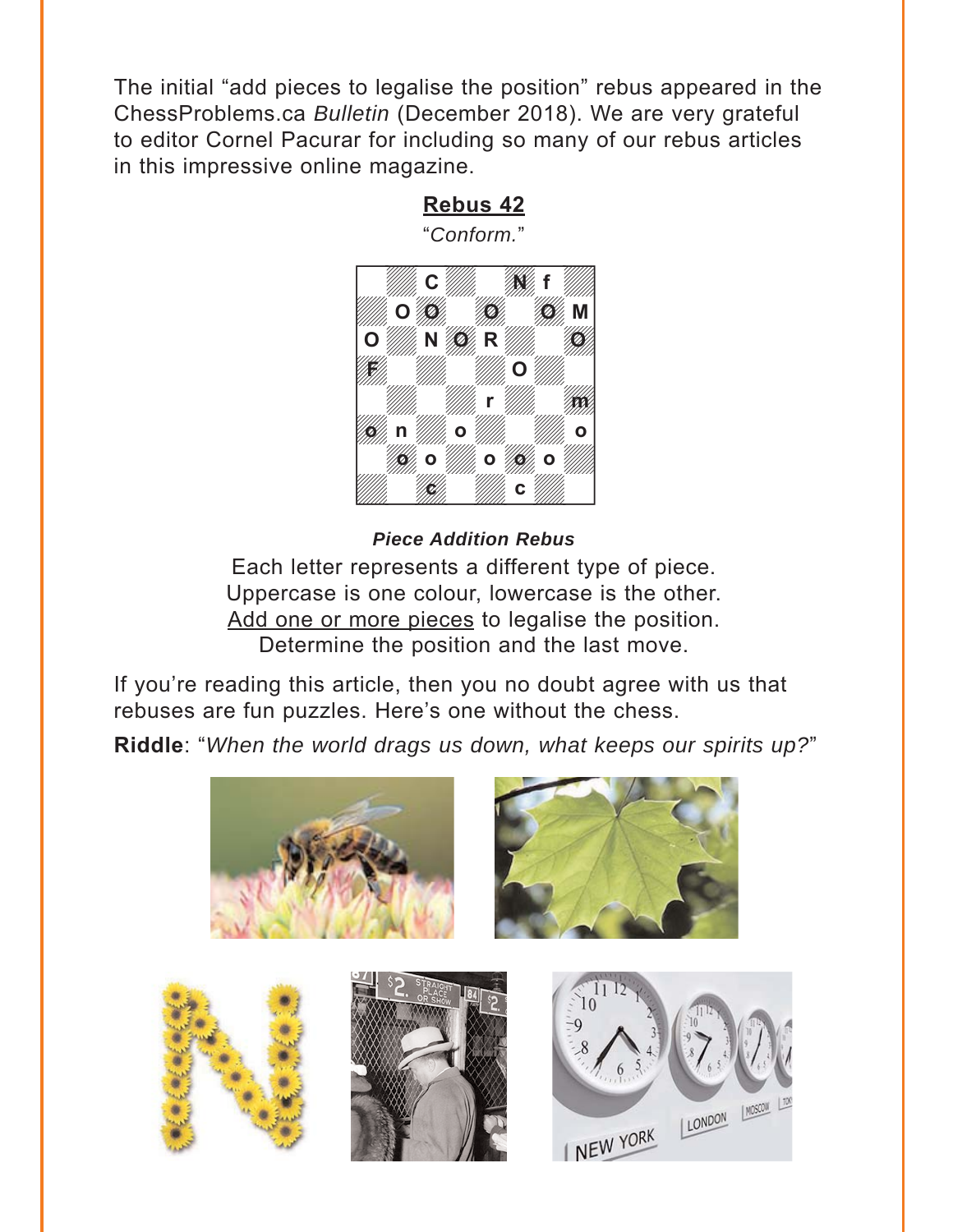The initial "add pieces to legalise the position" rebus appeared in the ChessProblems.ca *Bulletin* (December 2018). We are very grateful to editor Cornel Pacurar for including so many of our rebus articles in this impressive online magazine.

**Rebus 42**

"*Conform.*"

***Piece Addition Rebus***

Each letter represents a different type of piece.
Uppercase is one colour, lowercase is the other.
Add one or more pieces to legalise the position.
Determine the position and the last move.

If you're reading this article, then you no doubt agree with us that rebuses are fun puzzles. Here's one without the chess.

**Riddle**: "*When the world drags us down, what keeps our spirits up?*"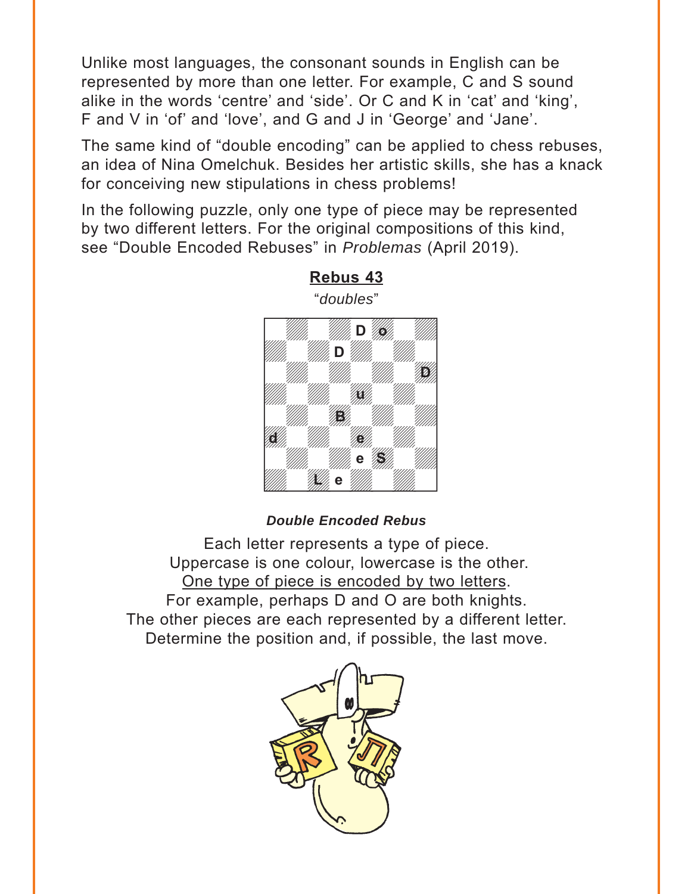Unlike most languages, the consonant sounds in English can be represented by more than one letter. For example, C and S sound alike in the words 'centre' and 'side'. Or C and K in 'cat' and 'king', F and V in 'of' and 'love', and G and J in 'George' and 'Jane'.

The same kind of "double encoding" can be applied to chess rebuses, an idea of Nina Omelchuk. Besides her artistic skills, she has a knack for conceiving new stipulations in chess problems!

In the following puzzle, only one type of piece may be represented by two different letters. For the original compositions of this kind, see "Double Encoded Rebuses" in *Problemas* (April 2019).

## Rebus 43

*"doubles"*

|   | a | b | c | d | e | f | g | h |
|---|---|---|---|---|---|---|---|---|
| 8 |   |   |   |   | D | o |   |   |
| 7 |   |   |   | D |   |   |   |   |
| 6 |   |   |   |   |   |   |   | D |
| 5 |   |   |   |   | u |   |   |   |
| 4 |   |   |   | B |   |   |   |   |
| 3 | d |   |   |   | e |   |   |   |
| 2 |   |   |   |   | e | S |   |   |
| 1 |   |   | L | e |   |   |   |   |

***Double Encoded Rebus***

Each letter represents a type of piece.
Uppercase is one colour, lowercase is the other.
One type of piece is encoded by two letters.
For example, perhaps D and O are both knights.
The other pieces are each represented by a different letter.
Determine the position and, if possible, the last move.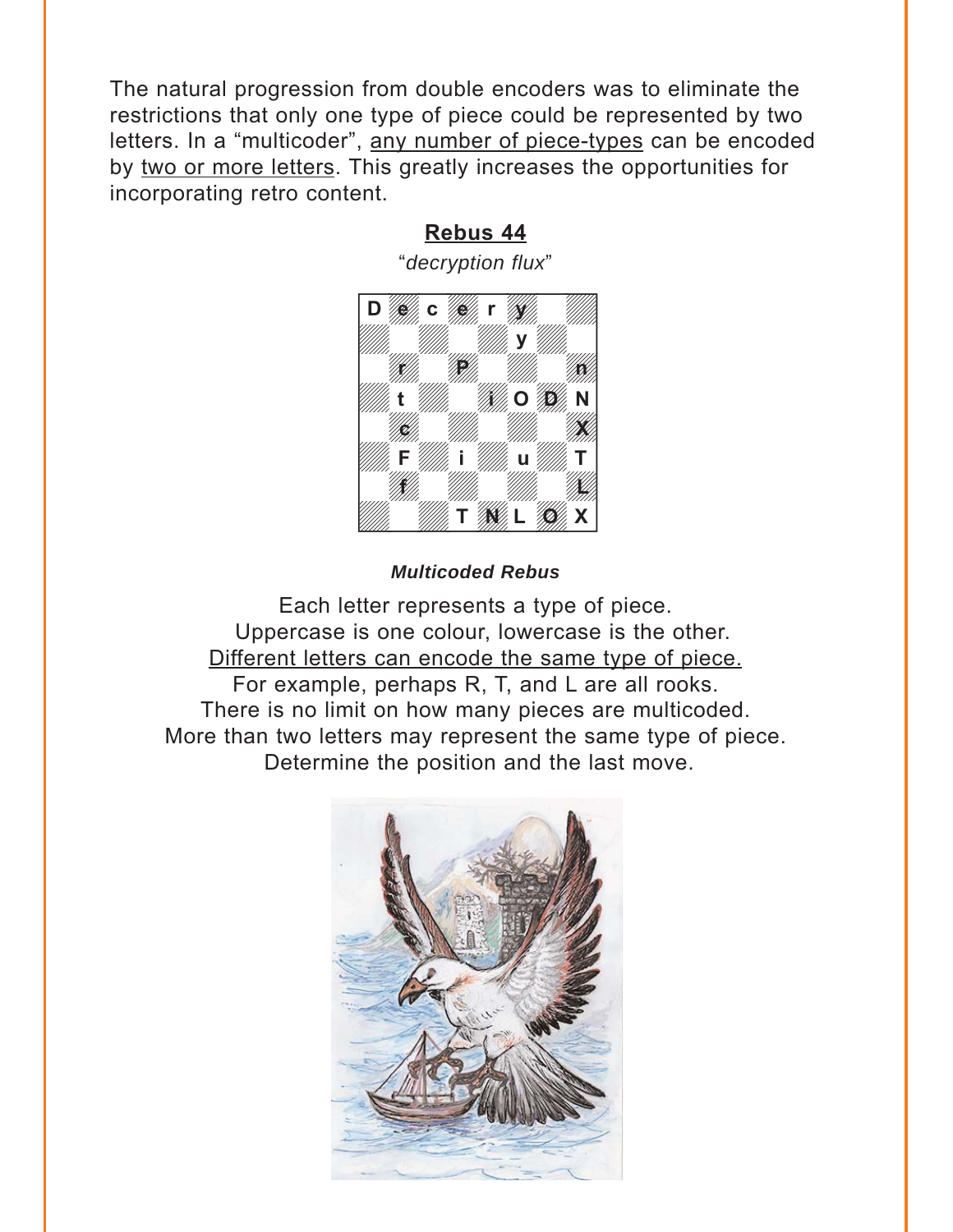The natural progression from double encoders was to eliminate the restrictions that only one type of piece could be represented by two letters. In a "multicoder", any number of piece-types can be encoded by two or more letters. This greatly increases the opportunities for incorporating retro content.

## Rebus 44

*"decryption flux"*

| | a | b | c | d | e | f | g | h |
|---|---|---|---|---|---|---|---|---|
| 8 | D | e | c | e | r | y | | |
| 7 | | | | | | y | | |
| 6 | | r | | P | | | | n |
| 5 | | t | | | i | O | D | N |
| 4 | | c | | | | | | X |
| 3 | | F | | i | | u | | T |
| 2 | | f | | | | | | L |
| 1 | | | | T | N | L | O | X |

***Multicoded Rebus***

Each letter represents a type of piece.
Uppercase is one colour, lowercase is the other.
Different letters can encode the same type of piece.
For example, perhaps R, T, and L are all rooks.
There is no limit on how many pieces are multicoded.
More than two letters may represent the same type of piece.
Determine the position and the last move.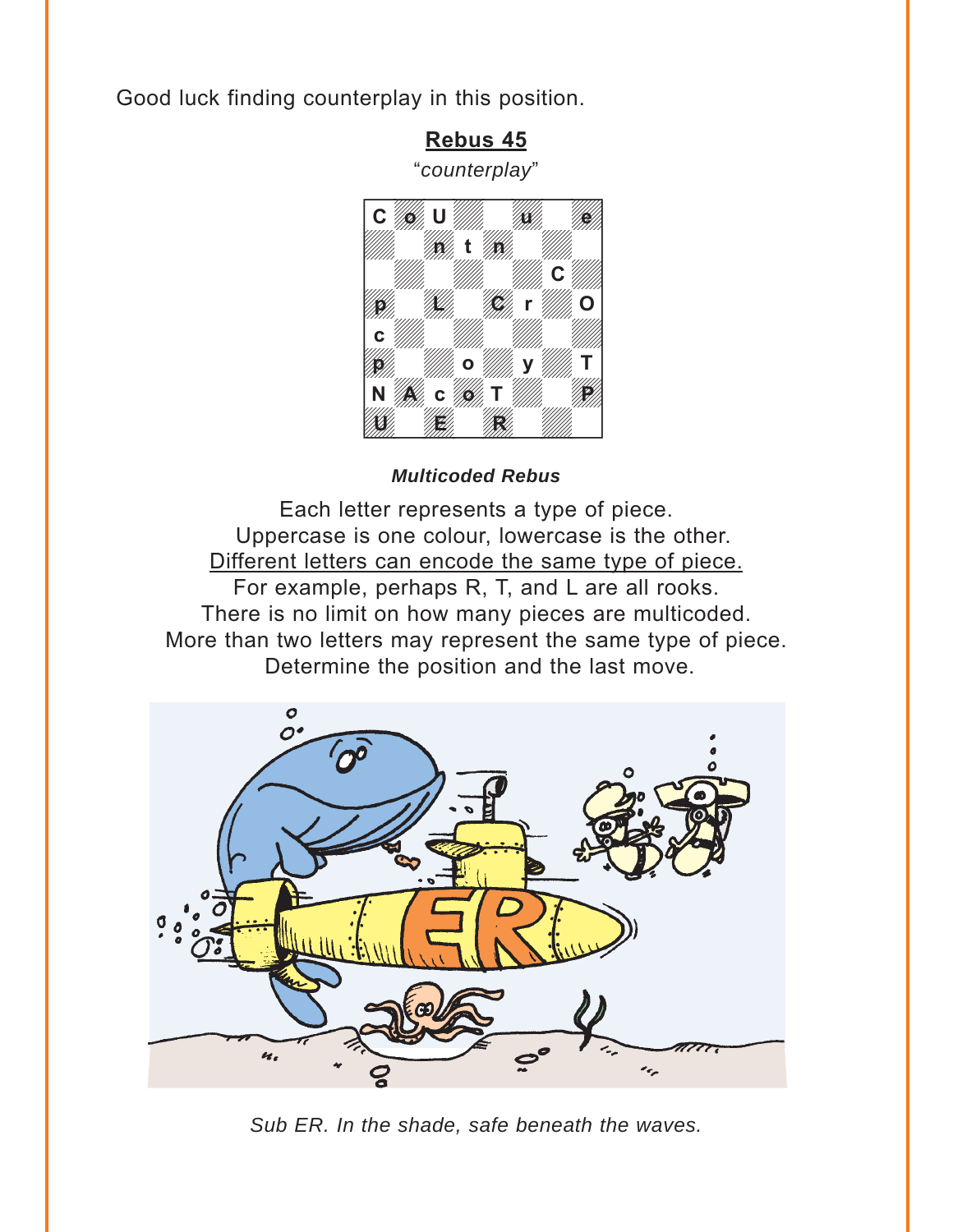Good luck finding counterplay in this position.

## Rebus 45

*"counterplay"*

| | | | | | | | |
|---|---|---|---|---|---|---|---|
| C | o | U | | | u | | e |
| | | n | t | n | | | |
| | | | | | | C | |
| p | | L | | C | r | | O |
| c | | | | | | | |
| p | | | o | | y | | T |
| N | A | c | o | T | | | P |
| U | | E | | R | | | |

***Multicoded Rebus***

Each letter represents a type of piece.
Uppercase is one colour, lowercase is the other.
Different letters can encode the same type of piece.
For example, perhaps R, T, and L are all rooks.
There is no limit on how many pieces are multicoded.
More than two letters may represent the same type of piece.
Determine the position and the last move.

*Sub ER. In the shade, safe beneath the waves.*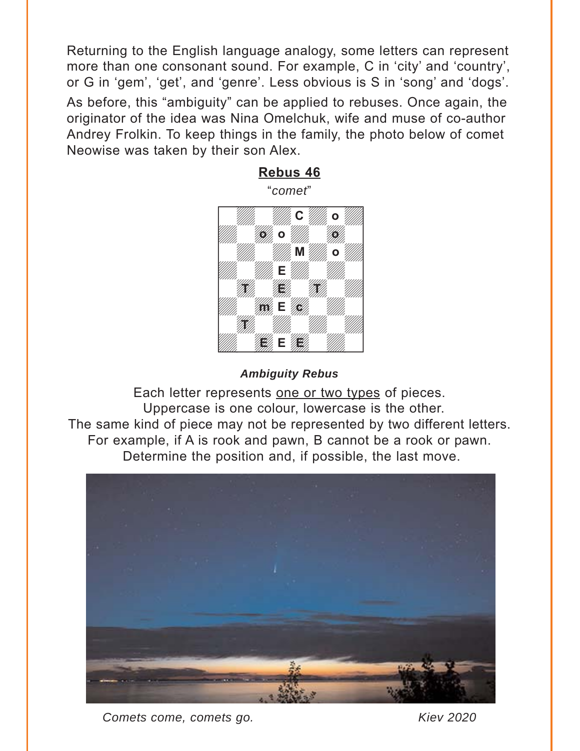Returning to the English language analogy, some letters can represent more than one consonant sound. For example, C in 'city' and 'country', or G in 'gem', 'get', and 'genre'. Less obvious is S in 'song' and 'dogs'.

As before, this "ambiguity" can be applied to rebuses. Once again, the originator of the idea was Nina Omelchuk, wife and muse of co-author Andrey Frolkin. To keep things in the family, the photo below of comet Neowise was taken by their son Alex.

## Rebus 46

*"comet"*

|   |   |   |   |   |   |   |   |
|---|---|---|---|---|---|---|---|
|   |   |   |   | C |   | o |   |
|   |   | o | o |   |   | o |   |
|   |   |   |   | M |   | o |   |
|   |   |   | E |   |   |   |   |
|   | T |   | E |   | T |   |   |
|   |   | m | E | c |   |   |   |
|   | T |   |   |   |   |   |   |
|   |   | E | E | E |   |   |   |

***Ambiguity Rebus***

Each letter represents one or two types of pieces.
Uppercase is one colour, lowercase is the other.
The same kind of piece may not be represented by two different letters.
For example, if A is rook and pawn, B cannot be a rook or pawn.
Determine the position and, if possible, the last move.

*Comets come, comets go.* *Kiev 2020*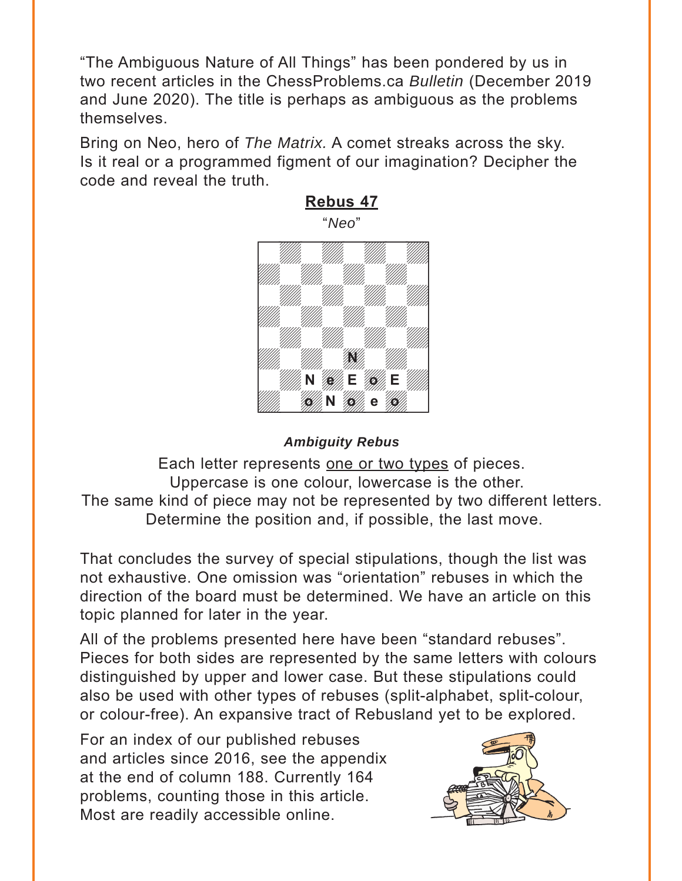"The Ambiguous Nature of All Things" has been pondered by us in two recent articles in the ChessProblems.ca *Bulletin* (December 2019 and June 2020). The title is perhaps as ambiguous as the problems themselves.

Bring on Neo, hero of *The Matrix.* A comet streaks across the sky. Is it real or a programmed figment of our imagination? Decipher the code and reveal the truth.

## Rebus 47

*"Neo"*

```
8 . . . . . . . .
7 . . . . . . . .
6 . . . . . . . .
5 . . . . . . . .
4 . . . . . . . .
3 . . . . N . . .
2 . . N e E o E .
1 . . o N o e o .
  a b c d e f g h
```

***Ambiguity Rebus***

Each letter represents one or two types of pieces.
Uppercase is one colour, lowercase is the other.
The same kind of piece may not be represented by two different letters.
Determine the position and, if possible, the last move.

That concludes the survey of special stipulations, though the list was not exhaustive. One omission was "orientation" rebuses in which the direction of the board must be determined. We have an article on this topic planned for later in the year.

All of the problems presented here have been "standard rebuses". Pieces for both sides are represented by the same letters with colours distinguished by upper and lower case. But these stipulations could also be used with other types of rebuses (split-alphabet, split-colour, or colour-free). An expansive tract of Rebusland yet to be explored.

For an index of our published rebuses and articles since 2016, see the appendix at the end of column 188. Currently 164 problems, counting those in this article. Most are readily accessible online.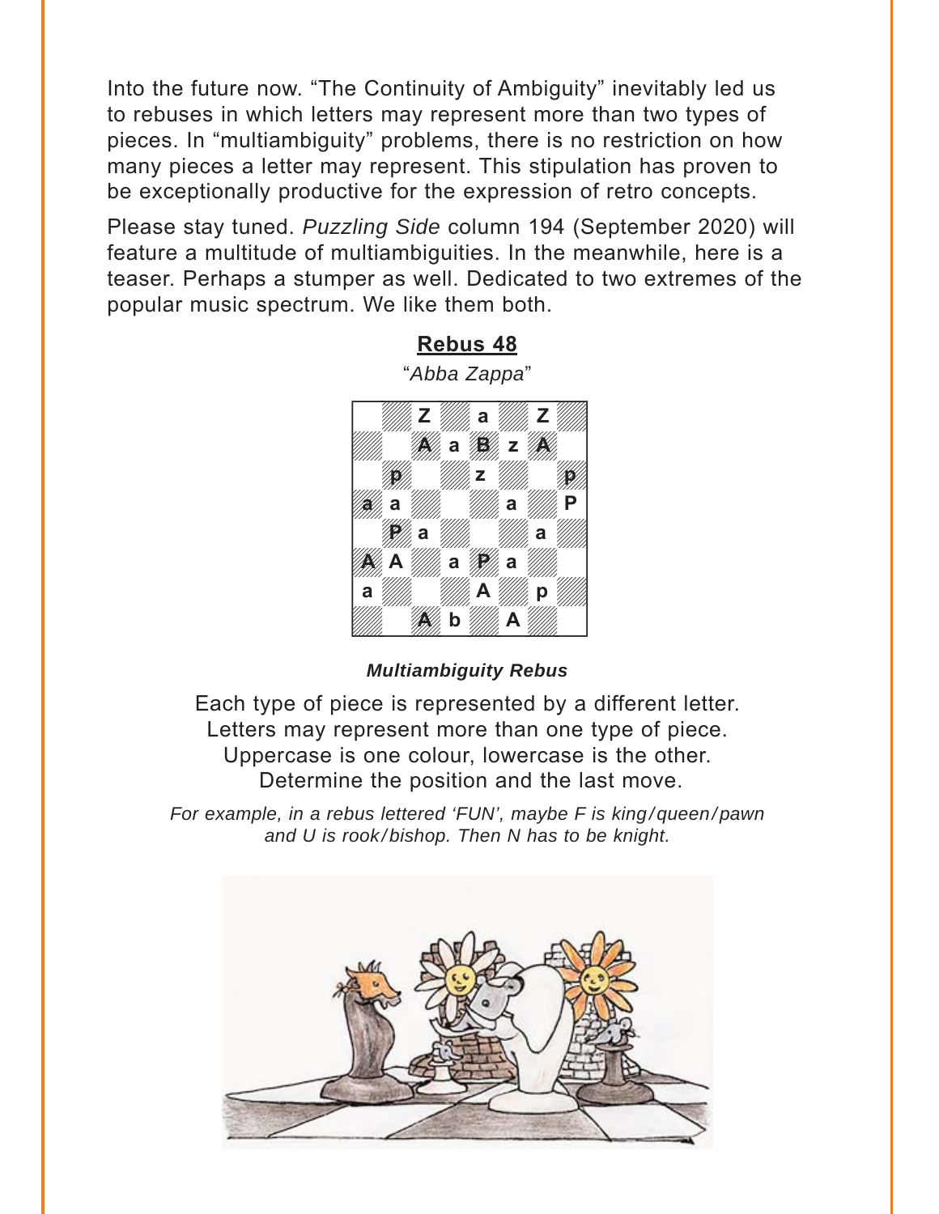Into the future now. “The Continuity of Ambiguity” inevitably led us to rebuses in which letters may represent more than two types of pieces. In “multiambiguity” problems, there is no restriction on how many pieces a letter may represent. This stipulation has proven to be exceptionally productive for the expression of retro concepts.

Please stay tuned. *Puzzling Side* column 194 (September 2020) will feature a multitude of multiambiguities. In the meanwhile, here is a teaser. Perhaps a stumper as well. Dedicated to two extremes of the popular music spectrum. We like them both.

## Rebus 48

“*Abba Zappa*”

| | a | b | c | d | e | f | g | h |
|---|---|---|---|---|---|---|---|---|
| 8 | | | Z | | a | | Z | |
| 7 | | | A | a | B | z | A | |
| 6 | | p | | | z | | | p |
| 5 | a | a | | | | a | | P |
| 4 | | P | a | | | | a | |
| 3 | A | A | | a | P | a | | |
| 2 | a | | | | A | | p | |
| 1 | | | A | b | | A | | |

***Multiambiguity Rebus***

Each type of piece is represented by a different letter.
Letters may represent more than one type of piece.
Uppercase is one colour, lowercase is the other.
Determine the position and the last move.

*For example, in a rebus lettered ‘FUN’, maybe F is king/queen/pawn and U is rook/bishop. Then N has to be knight.*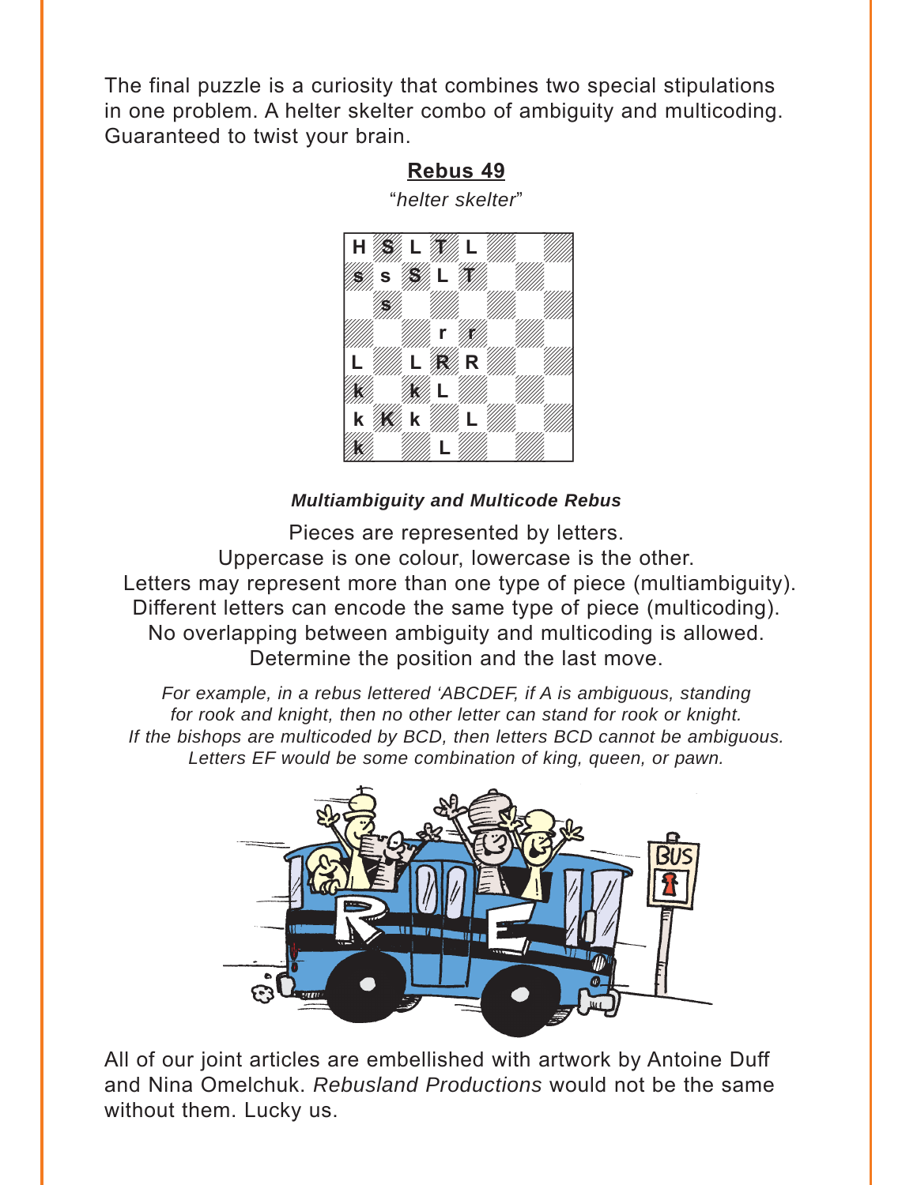The final puzzle is a curiosity that combines two special stipulations in one problem. A helter skelter combo of ambiguity and multicoding. Guaranteed to twist your brain.

## Rebus 49

"*helter skelter*"

| | a | b | c | d | e | f | g | h |
|---|---|---|---|---|---|---|---|---|
| 8 | H | S | L | T | L | | | |
| 7 | s | s | S | L | T | | | |
| 6 | | s | | | | | | |
| 5 | | | | r | r | | | |
| 4 | L | | L | R | R | | | |
| 3 | k | | k | L | | | | |
| 2 | k | K | k | | L | | | |
| 1 | k | | | L | | | | |

***Multiambiguity and Multicode Rebus***

Pieces are represented by letters.
Uppercase is one colour, lowercase is the other.
Letters may represent more than one type of piece (multiambiguity).
Different letters can encode the same type of piece (multicoding).
No overlapping between ambiguity and multicoding is allowed.
Determine the position and the last move.

*For example, in a rebus lettered 'ABCDEF, if A is ambiguous, standing for rook and knight, then no other letter can stand for rook or knight. If the bishops are multicoded by BCD, then letters BCD cannot be ambiguous. Letters EF would be some combination of king, queen, or pawn.*

All of our joint articles are embellished with artwork by Antoine Duff and Nina Omelchuk. *Rebusland Productions* would not be the same without them. Lucky us.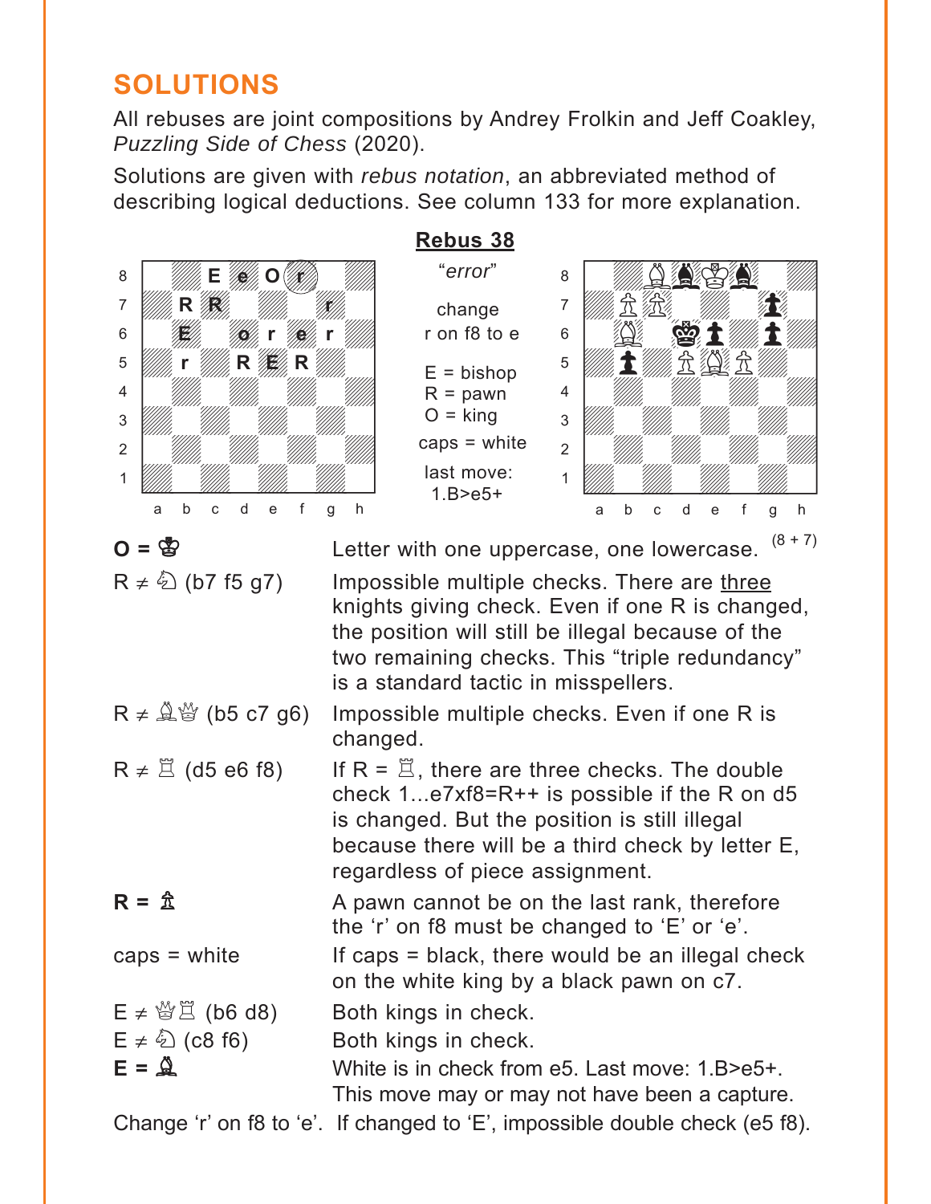## SOLUTIONS

All rebuses are joint compositions by Andrey Frolkin and Jeff Coakley, *Puzzling Side of Chess* (2020).

Solutions are given with *rebus notation*, an abbreviated method of describing logical deductions. See column 133 for more explanation.

### Rebus 38

"*error*"

change r on f8 to e

E = bishop
R = pawn
O = king

caps = white

last move: 1.B>e5+

(8 + 7)

| | |
|---|---|
| **O = ♔** | Letter with one uppercase, one lowercase. |
| R ≠ ♘ (b7 f5 g7) | Impossible multiple checks. There are three knights giving check. Even if one R is changed, the position will still be illegal because of the two remaining checks. This "triple redundancy" is a standard tactic in misspellers. |
| R ≠ ♗♕ (b5 c7 g6) | Impossible multiple checks. Even if one R is changed. |
| R ≠ ♖ (d5 e6 f8) | If R = ♖, there are three checks. The double check 1...e7xf8=R++ is possible if the R on d5 is changed. But the position is still illegal because there will be a third check by letter E, regardless of piece assignment. |
| **R = ♙** | A pawn cannot be on the last rank, therefore the 'r' on f8 must be changed to 'E' or 'e'. |
| caps = white | If caps = black, there would be an illegal check on the white king by a black pawn on c7. |
| E ≠ ♕♖ (b6 d8) | Both kings in check. |
| E ≠ ♘ (c8 f6) | Both kings in check. |
| **E = ♗** | White is in check from e5. Last move: 1.B>e5+. This move may or may not have been a capture. |

Change 'r' on f8 to 'e'. If changed to 'E', impossible double check (e5 f8).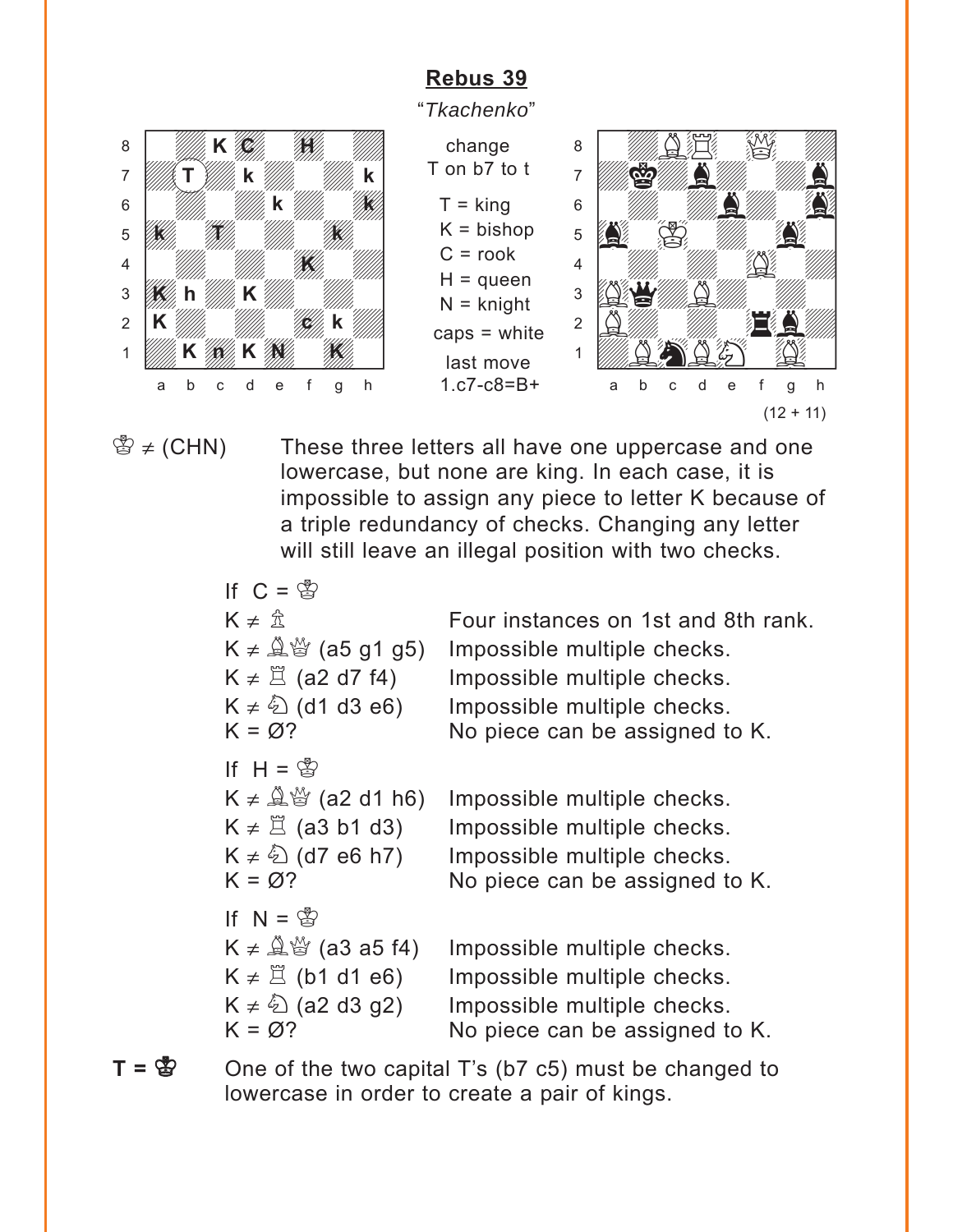## Rebus 39

*"Tkachenko"*

change T on b7 to t

T = king
K = bishop
C = rook
H = queen
N = knight
caps = white

last move 1.c7-c8=B+

(12 + 11)

♔ ≠ (CHN) These three letters all have one uppercase and one lowercase, but none are king. In each case, it is impossible to assign any piece to letter K because of a triple redundancy of checks. Changing any letter will still leave an illegal position with two checks.

If C = ♔

| | |
|---|---|
| K ≠ ♙ | Four instances on 1st and 8th rank. |
| K ≠ ♗♕ (a5 g1 g5) | Impossible multiple checks. |
| K ≠ ♖ (a2 d7 f4) | Impossible multiple checks. |
| K ≠ ♘ (d1 d3 e6) | Impossible multiple checks. |
| K = Ø? | No piece can be assigned to K. |

If H = ♔

| | |
|---|---|
| K ≠ ♗♕ (a2 d1 h6) | Impossible multiple checks. |
| K ≠ ♖ (a3 b1 d3) | Impossible multiple checks. |
| K ≠ ♘ (d7 e6 h7) | Impossible multiple checks. |
| K = Ø? | No piece can be assigned to K. |

If N = ♔

| | |
|---|---|
| K ≠ ♗♕ (a3 a5 f4) | Impossible multiple checks. |
| K ≠ ♖ (b1 d1 e6) | Impossible multiple checks. |
| K ≠ ♘ (a2 d3 g2) | Impossible multiple checks. |
| K = Ø? | No piece can be assigned to K. |

**T = ♚** One of the two capital T's (b7 c5) must be changed to lowercase in order to create a pair of kings.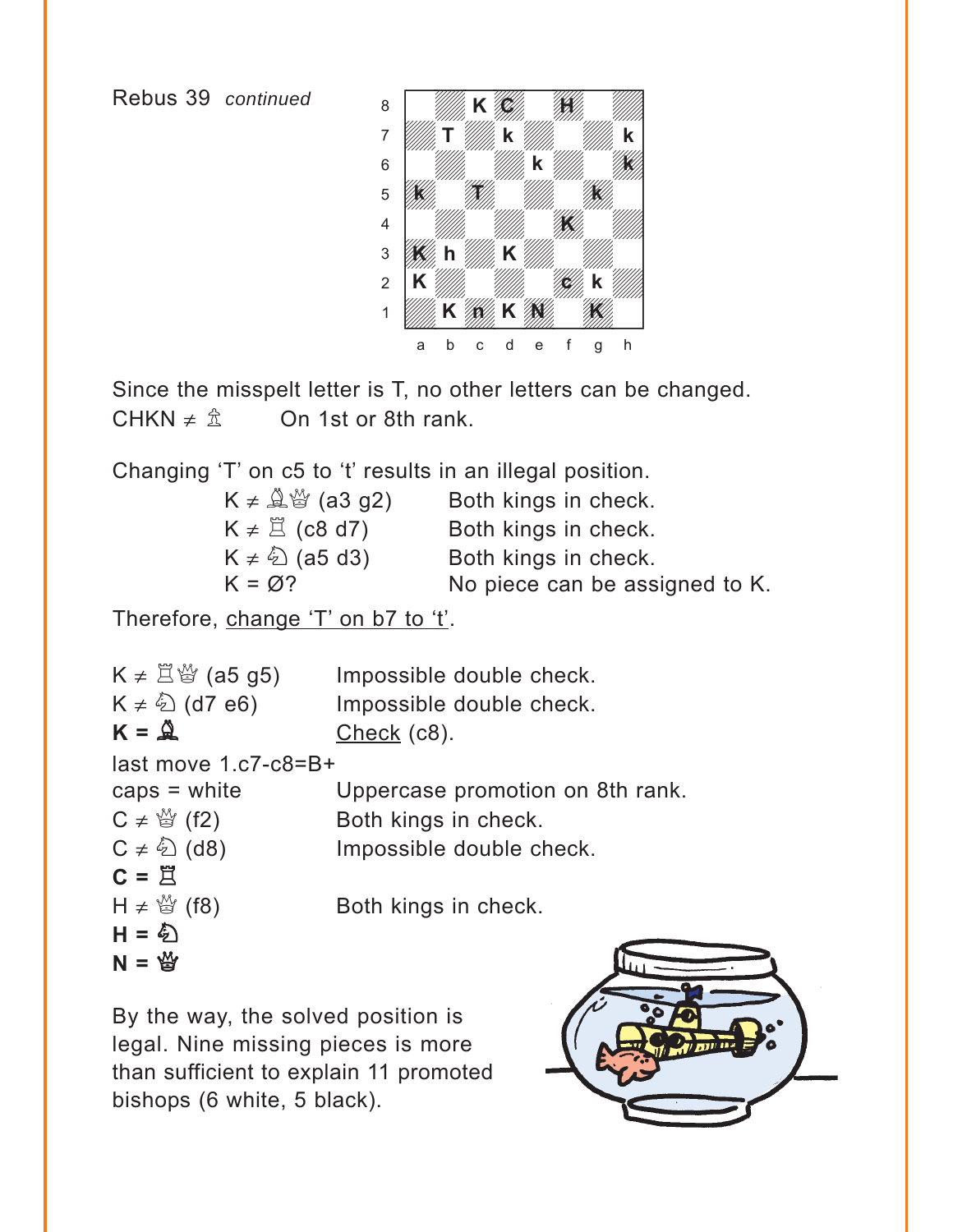Rebus 39 *continued*

| | a | b | c | d | e | f | g | h |
|---|---|---|---|---|---|---|---|---|
| 8 | | | K | C | | H | | |
| 7 | | T | | k | | | | k |
| 6 | | | | | k | | | k |
| 5 | k | | T | | | | k | |
| 4 | | | | | | K | | |
| 3 | K | h | | K | | | | |
| 2 | K | | | | | c | k | |
| 1 | | K | n | K | N | | K | |

Since the misspelt letter is T, no other letters can be changed.
CHKN ≠ ♗ On 1st or 8th rank.

Changing 'T' on c5 to 't' results in an illegal position.

| | |
|---|---|
| K ≠ ♗♕ (a3 g2) | Both kings in check. |
| K ≠ ♖ (c8 d7) | Both kings in check. |
| K ≠ ♘ (a5 d3) | Both kings in check. |
| K = Ø? | No piece can be assigned to K. |

Therefore, change 'T' on b7 to 't'.

K ≠ ♖♕ (a5 g5) Impossible double check.
K ≠ ♘ (d7 e6) Impossible double check.
**K = ♗** Check (c8).
last move 1.c7-c8=B+
caps = white Uppercase promotion on 8th rank.
C ≠ ♕ (f2) Both kings in check.
C ≠ ♘ (d8) Impossible double check.
**C = ♖**
H ≠ ♕ (f8) Both kings in check.
**H = ♘**
**N = ♕**

By the way, the solved position is legal. Nine missing pieces is more than sufficient to explain 11 promoted bishops (6 white, 5 black).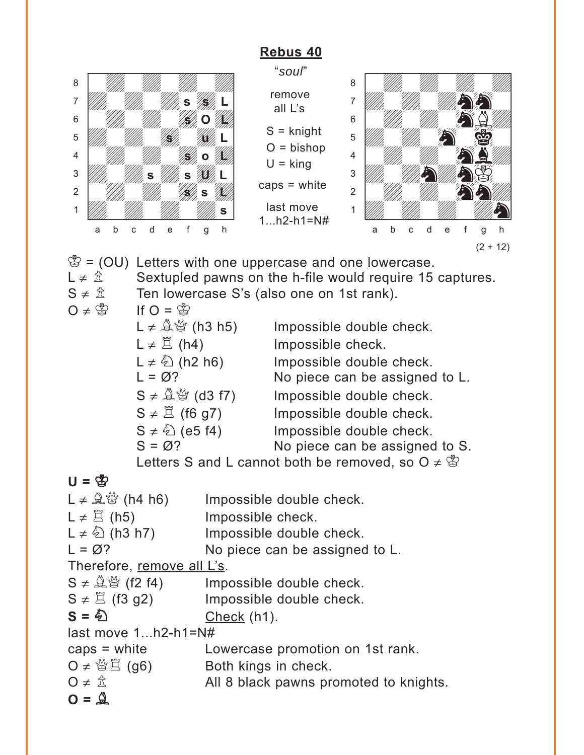# Rebus 40

"*soul*"

remove all L's

S = knight
O = bishop
U = king

caps = white

last move 1...h2-h1=N#

(2 + 12)

♔ = (OU) Letters with one uppercase and one lowercase.
L ≠ ♙ Sextupled pawns on the h-file would require 15 captures.
S ≠ ♙ Ten lowercase S's (also one on 1st rank).
O ≠ ♔ If O = ♔

| | |
|---|---|
| L ≠ ♗♕ (h3 h5) | Impossible double check. |
| L ≠ ♖ (h4) | Impossible check. |
| L ≠ ♘ (h2 h6) | Impossible double check. |
| L = Ø? | No piece can be assigned to L. |
| S ≠ ♗♕ (d3 f7) | Impossible double check. |
| S ≠ ♖ (f6 g7) | Impossible double check. |
| S ≠ ♘ (e5 f4) | Impossible double check. |
| S = Ø? | No piece can be assigned to S. |

Letters S and L cannot both be removed, so O ≠ ♔

**U = ♔**

| | |
|---|---|
| L ≠ ♗♕ (h4 h6) | Impossible double check. |
| L ≠ ♖ (h5) | Impossible check. |
| L ≠ ♘ (h3 h7) | Impossible double check. |
| L = Ø? | No piece can be assigned to L. |

Therefore, remove all L's.

| | |
|---|---|
| S ≠ ♗♕ (f2 f4) | Impossible double check. |
| S ≠ ♖ (f3 g2) | Impossible double check. |
| **S = ♞** | Check (h1). |

last move 1...h2-h1=N#

| | |
|---|---|
| caps = white | Lowercase promotion on 1st rank. |
| O ≠ ♕♖ (g6) | Both kings in check. |
| O ≠ ♙ | All 8 black pawns promoted to knights. |

**O = ♗**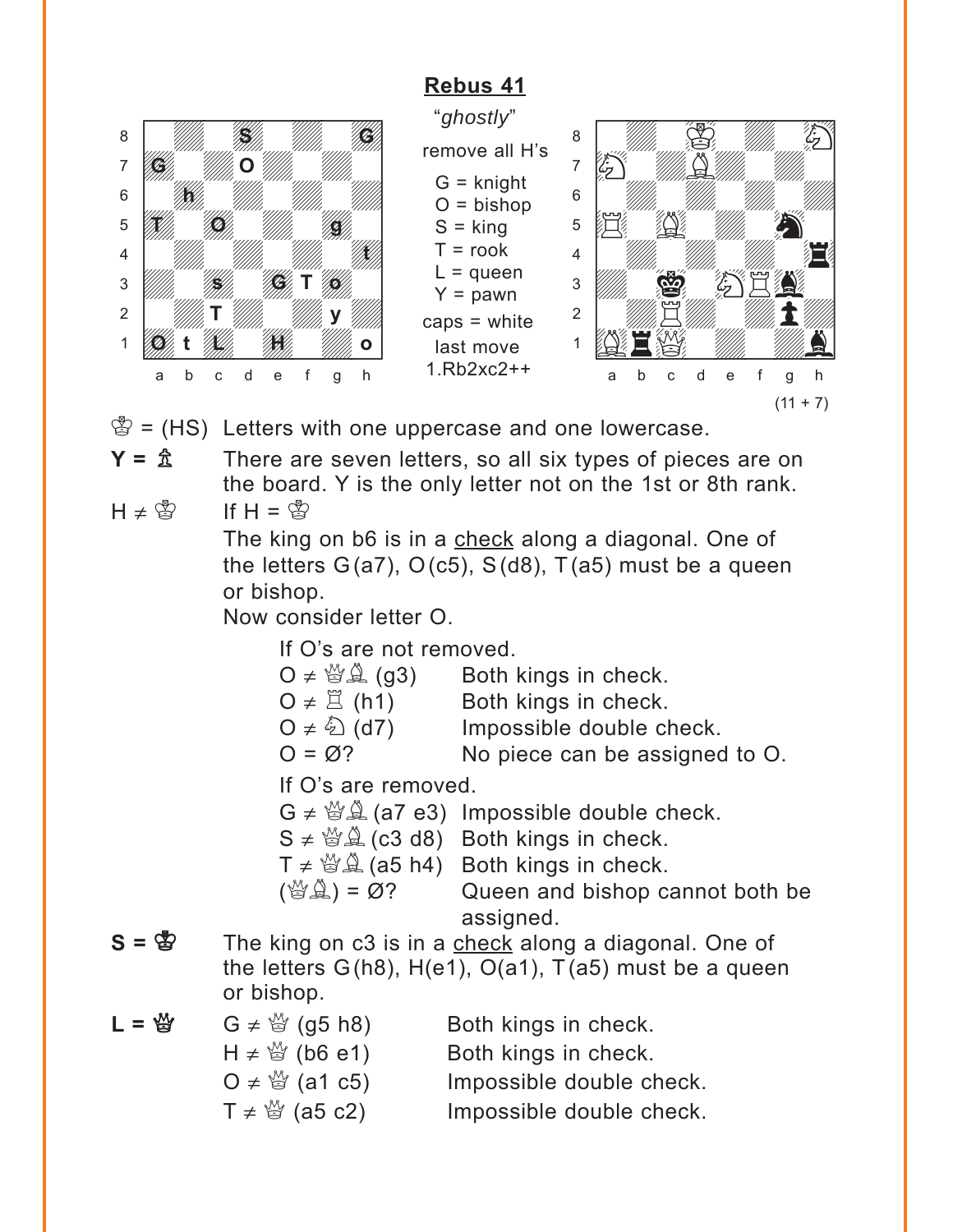## Rebus 41

"*ghostly*"

remove all H's

G = knight
O = bishop
S = king
T = rook
L = queen
Y = pawn

caps = white

last move
1.Rb2xc2++

(11 + 7)

♔ = (HS) Letters with one uppercase and one lowercase.

**Y = ♙** There are seven letters, so all six types of pieces are on the board. Y is the only letter not on the 1st or 8th rank.

H ≠ ♔ If H = ♔

The king on b6 is in a <u>check</u> along a diagonal. One of the letters G (a7), O (c5), S (d8), T (a5) must be a queen or bishop.

Now consider letter O.

If O's are not removed.

| | |
|---|---|
| O ≠ ♕♗ (g3) | Both kings in check. |
| O ≠ ♖ (h1) | Both kings in check. |
| O ≠ ♘ (d7) | Impossible double check. |
| O = Ø? | No piece can be assigned to O. |

If O's are removed.

| | |
|---|---|
| G ≠ ♕♗ (a7 e3) | Impossible double check. |
| S ≠ ♕♗ (c3 d8) | Both kings in check. |
| T ≠ ♕♗ (a5 h4) | Both kings in check. |
| (♕♗) = Ø? | Queen and bishop cannot both be assigned. |

**S = ♔** The king on c3 is in a <u>check</u> along a diagonal. One of the letters G (h8), H (e1), O (a1), T (a5) must be a queen or bishop.

**L = ♕**

| | |
|---|---|
| G ≠ ♕ (g5 h8) | Both kings in check. |
| H ≠ ♕ (b6 e1) | Both kings in check. |
| O ≠ ♕ (a1 c5) | Impossible double check. |
| T ≠ ♕ (a5 c2) | Impossible double check. |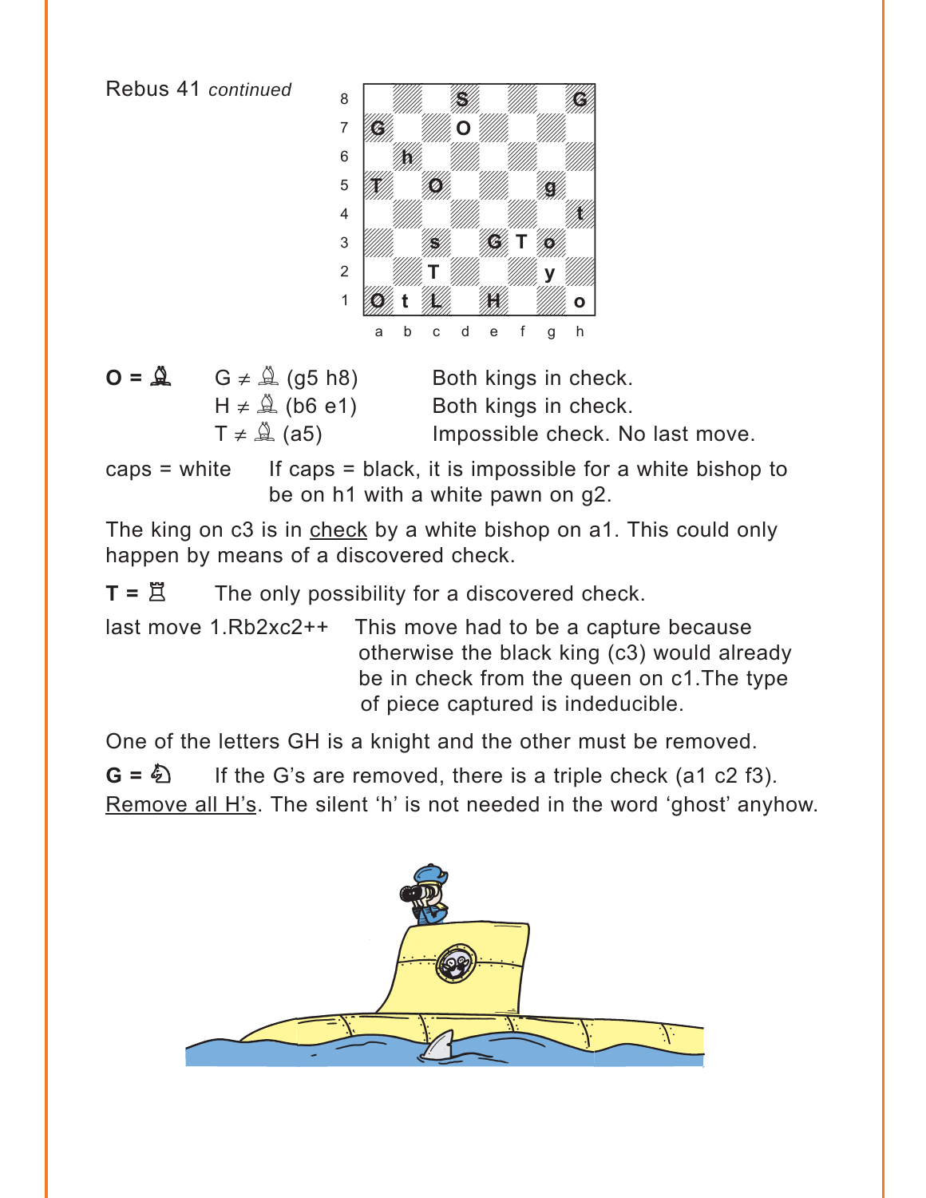Rebus 41 *continued*

| | a | b | c | d | e | f | g | h |
|---|---|---|---|---|---|---|---|---|
| 8 | | | | S | | | | G |
| 7 | G | | | O | | | | |
| 6 | | h | | | | | | |
| 5 | T | | O | | | | g | |
| 4 | | | | | | | | t |
| 3 | | | s | | G | T | o | |
| 2 | | | T | | | | y | |
| 1 | O | t | L | | H | | | o |

**O =** ♗ G ≠ ♗ (g5 h8) Both kings in check.

H ≠ ♗ (b6 e1) Both kings in check.

T ≠ ♗ (a5) Impossible check. No last move.

caps = white If caps = black, it is impossible for a white bishop to be on h1 with a white pawn on g2.

The king on c3 is in check by a white bishop on a1. This could only happen by means of a discovered check.

**T =** ♖ The only possibility for a discovered check.

last move 1.Rb2xc2++ This move had to be a capture because otherwise the black king (c3) would already be in check from the queen on c1.The type of piece captured is indeducible.

One of the letters GH is a knight and the other must be removed.

**G =** ♘ If the G's are removed, there is a triple check (a1 c2 f3).

Remove all H's. The silent 'h' is not needed in the word 'ghost' anyhow.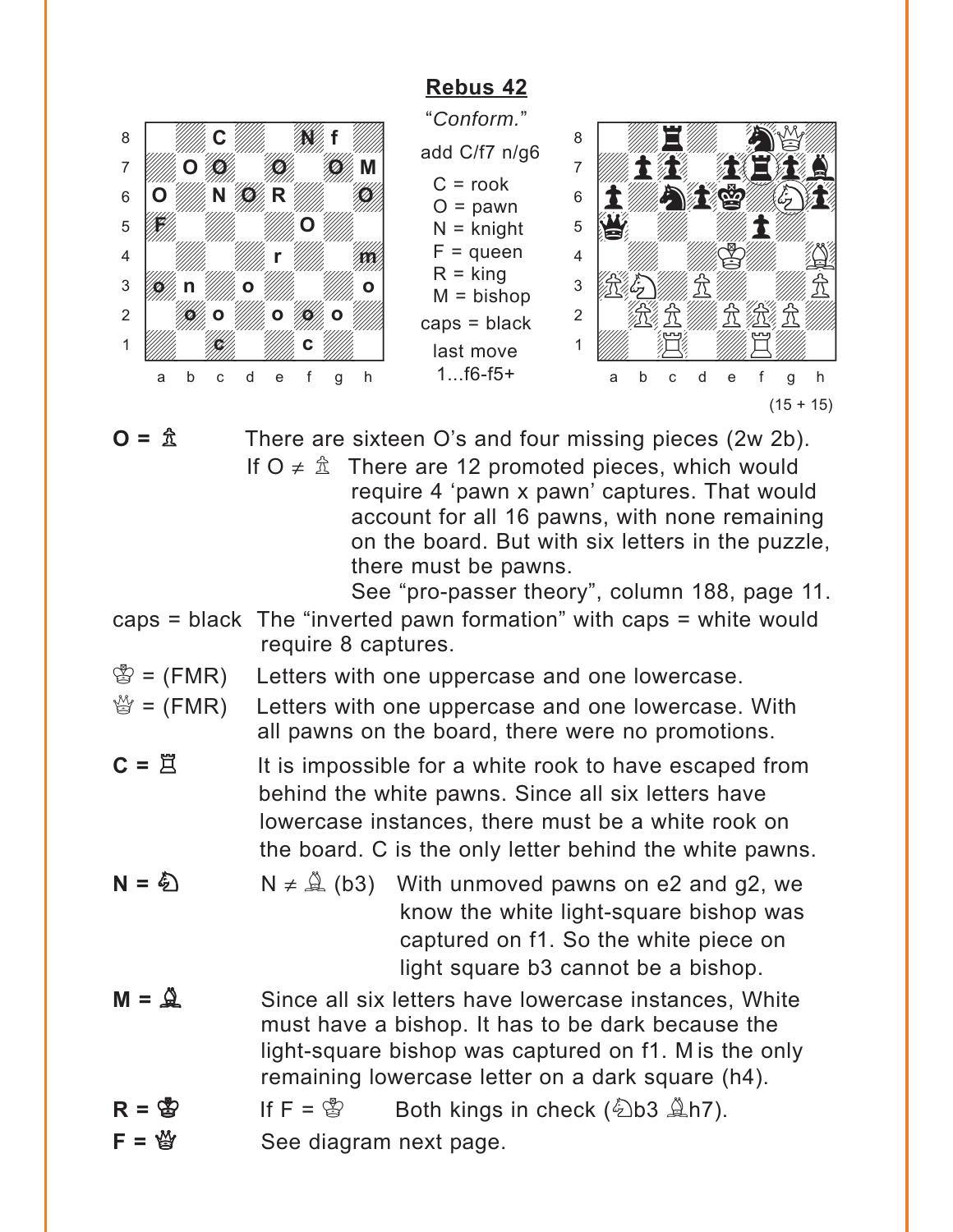## Rebus 42

*"Conform."*

add C/f7 n/g6

C = rook
O = pawn
N = knight
F = queen
R = king
M = bishop

caps = black

last move
1...f6-f5+

(15 + 15)

**O = ♙** There are sixteen O's and four missing pieces (2w 2b).

If O ≠ ♙ There are 12 promoted pieces, which would require 4 'pawn x pawn' captures. That would account for all 16 pawns, with none remaining on the board. But with six letters in the puzzle, there must be pawns.

See "pro-passer theory", column 188, page 11.

**caps = black** The "inverted pawn formation" with caps = white would require 8 captures.

**♔ = (FMR)** Letters with one uppercase and one lowercase.

**♕ = (FMR)** Letters with one uppercase and one lowercase. With all pawns on the board, there were no promotions.

**C = ♖** It is impossible for a white rook to have escaped from behind the white pawns. Since all six letters have lowercase instances, there must be a white rook on the board. C is the only letter behind the white pawns.

**N = ♘** N ≠ ♗ (b3) With unmoved pawns on e2 and g2, we know the white light-square bishop was captured on f1. So the white piece on light square b3 cannot be a bishop.

**M = ♗** Since all six letters have lowercase instances, White must have a bishop. It has to be dark because the light-square bishop was captured on f1. M is the only remaining lowercase letter on a dark square (h4).

**R = ♔** If F = ♔ Both kings in check (♘b3 ♗h7).

**F = ♕** See diagram next page.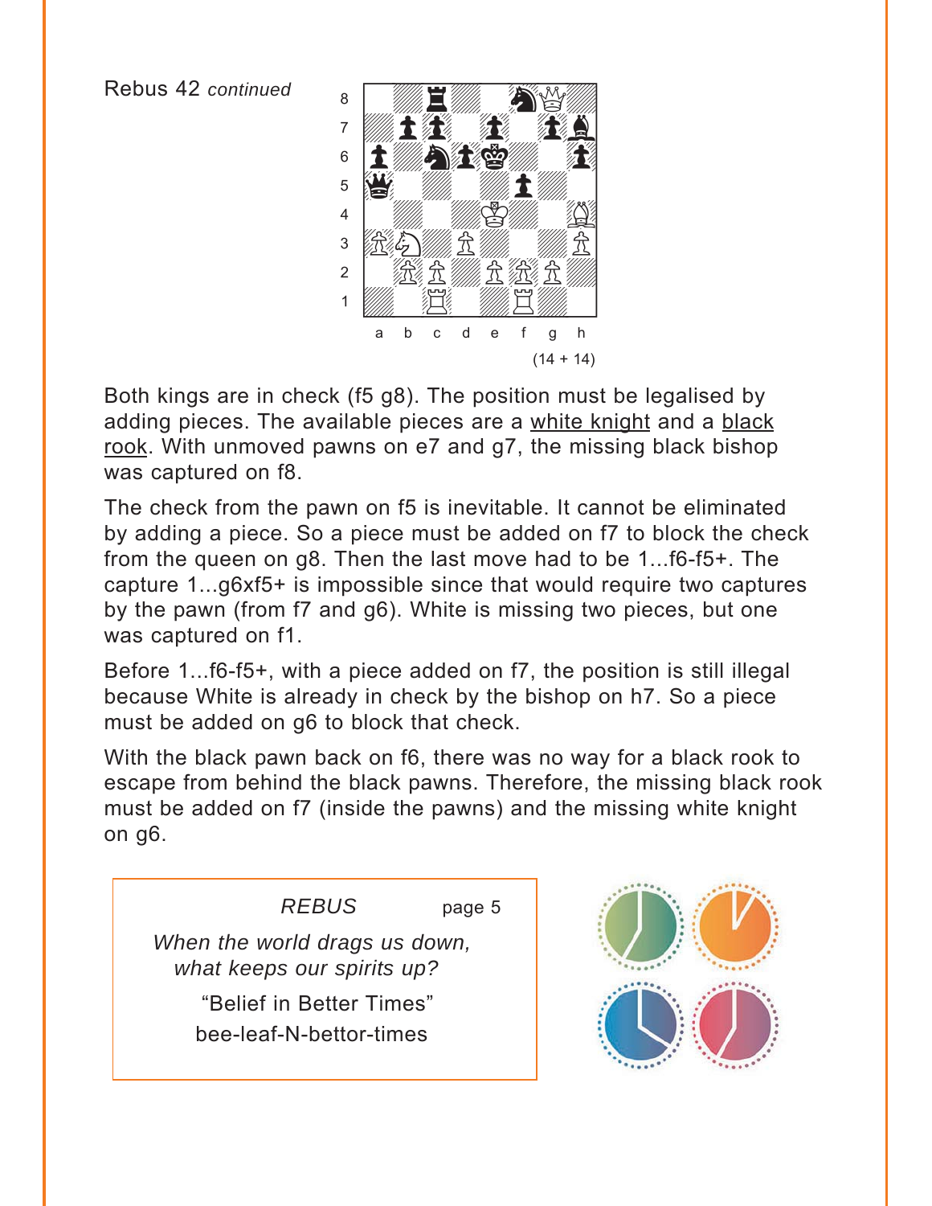Rebus 42 *continued*

(14 + 14)

Both kings are in check (f5 g8). The position must be legalised by adding pieces. The available pieces are a white knight and a black rook. With unmoved pawns on e7 and g7, the missing black bishop was captured on f8.

The check from the pawn on f5 is inevitable. It cannot be eliminated by adding a piece. So a piece must be added on f7 to block the check from the queen on g8. Then the last move had to be 1...f6-f5+. The capture 1...g6xf5+ is impossible since that would require two captures by the pawn (from f7 and g6). White is missing two pieces, but one was captured on f1.

Before 1...f6-f5+, with a piece added on f7, the position is still illegal because White is already in check by the bishop on h7. So a piece must be added on g6 to block that check.

With the black pawn back on f6, there was no way for a black rook to escape from behind the black pawns. Therefore, the missing black rook must be added on f7 (inside the pawns) and the missing white knight on g6.

*REBUS* page 5

*When the world drags us down, what keeps our spirits up?*

"Belief in Better Times"

bee-leaf-N-bettor-times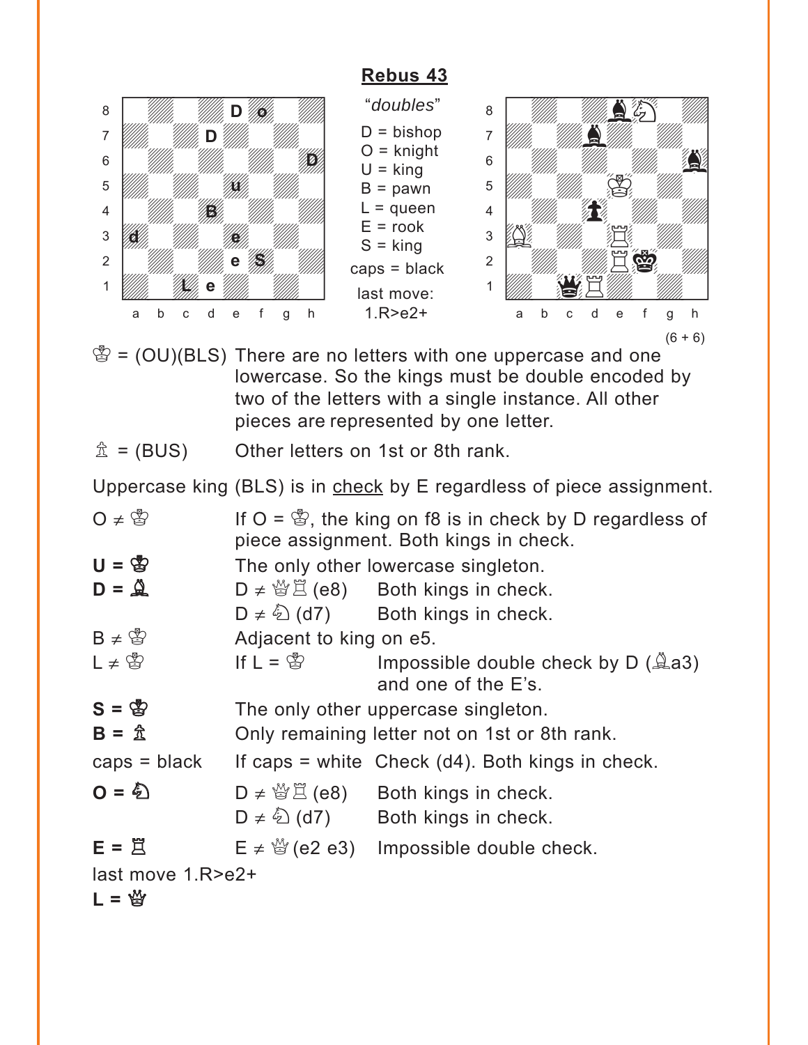## Rebus 43

*"doubles"*

D = bishop
O = knight
U = king
B = pawn
L = queen
E = rook
S = king
caps = black

last move: 1.R>e2+

(6 + 6)

♔ = (OU)(BLS) There are no letters with one uppercase and one lowercase. So the kings must be double encoded by two of the letters with a single instance. All other pieces are represented by one letter.

♙ = (BUS) Other letters on 1st or 8th rank.

Uppercase king (BLS) is in check by E regardless of piece assignment.

| | | |
|---|---|---|
| O ≠ ♔ | If O = ♔, the king on f8 is in check by D regardless of piece assignment. Both kings in check. | |
| **U = ♔** | The only other lowercase singleton. | |
| **D = ♝** | D ≠ ♕♖ (e8) | Both kings in check. |
| | D ≠ ♘ (d7) | Both kings in check. |
| B ≠ ♔ | Adjacent to king on e5. | |
| L ≠ ♔ | If L = ♔ | Impossible double check by D (♗a3) and one of the E's. |
| **S = ♚** | The only other uppercase singleton. | |
| **B = ♟** | Only remaining letter not on 1st or 8th rank. | |
| caps = black | If caps = white | Check (d4). Both kings in check. |
| **O = ♘** | D ≠ ♕♖ (e8) | Both kings in check. |
| | D ≠ ♘ (d7) | Both kings in check. |
| **E = ♖** | E ≠ ♕ (e2 e3) | Impossible double check. |

last move 1.R>e2+

**L = ♛**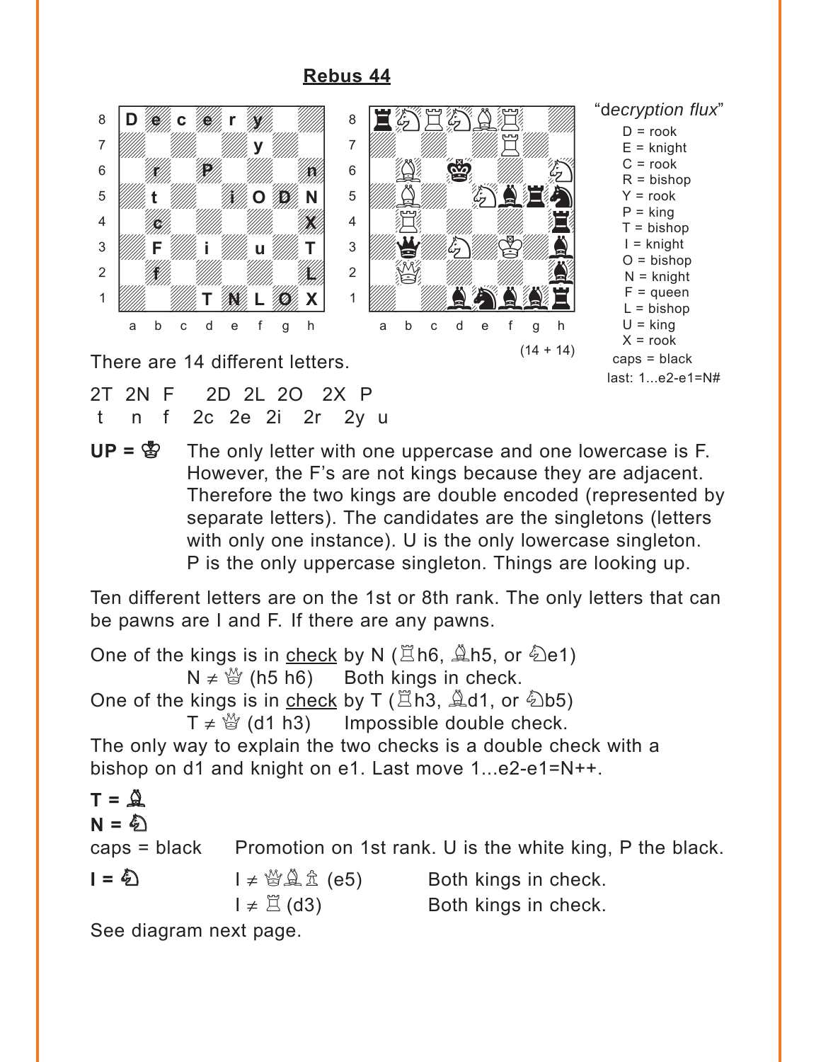# Rebus 44

"decryption flux"

D = rook
E = knight
C = rook
R = bishop
Y = rook
P = king
T = bishop
I = knight
O = bishop
N = knight
F = queen
L = bishop
U = king
X = rook
caps = black
last: 1...e2-e1=N#

(14 + 14)

There are 14 different letters.

2T 2N F  2D 2L 2O  2X P
t  n  f  2c 2e 2i  2r  2y u

**UP = ♔** The only letter with one uppercase and one lowercase is F. However, the F's are not kings because they are adjacent. Therefore the two kings are double encoded (represented by separate letters). The candidates are the singletons (letters with only one instance). U is the only lowercase singleton. P is the only uppercase singleton. Things are looking up.

Ten different letters are on the 1st or 8th rank. The only letters that can be pawns are I and F. If there are any pawns.

One of the kings is in check by N (♖h6, ♗h5, or ♘e1)
N ≠ ♕ (h5 h6)  Both kings in check.
One of the kings is in check by T (♖h3, ♗d1, or ♘b5)
T ≠ ♕ (d1 h3)  Impossible double check.
The only way to explain the two checks is a double check with a bishop on d1 and knight on e1. Last move 1...e2-e1=N++.

**T = ♗**
**N = ♘**
caps = black  Promotion on 1st rank. U is the white king, P the black.

**I = ♘**  I ≠ ♕♗♙ (e5)  Both kings in check.
I ≠ ♖ (d3)  Both kings in check.

See diagram next page.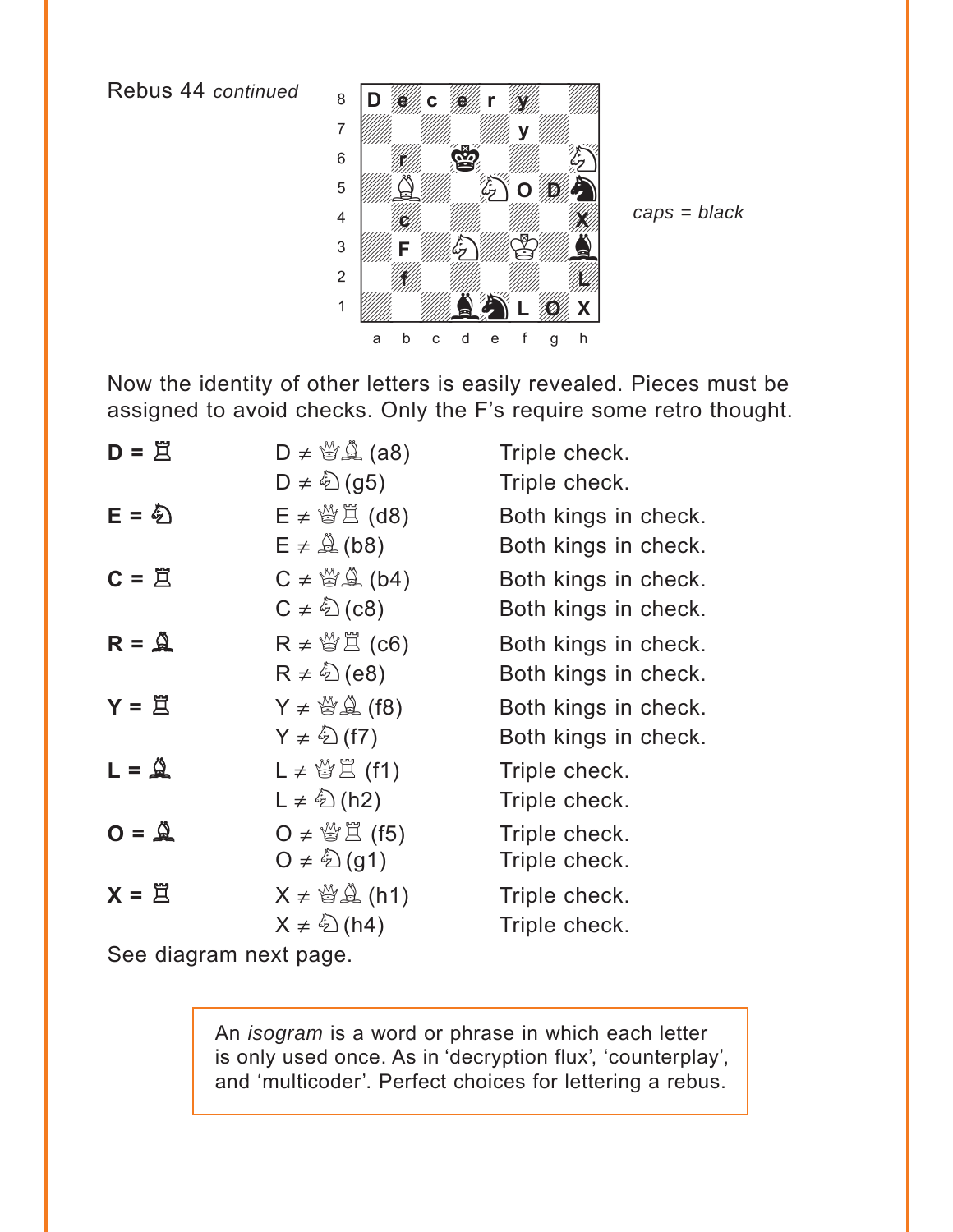Rebus 44 *continued*

*caps = black*

Now the identity of other letters is easily revealed. Pieces must be assigned to avoid checks. Only the F's require some retro thought.

| | | |
|---|---|---|
| **D = ♖** | D ≠ ♕♗ (a8) | Triple check. |
| | D ≠ ♘ (g5) | Triple check. |
| **E = ♘** | E ≠ ♕♖ (d8) | Both kings in check. |
| | E ≠ ♗ (b8) | Both kings in check. |
| **C = ♖** | C ≠ ♕♗ (b4) | Both kings in check. |
| | C ≠ ♘ (c8) | Both kings in check. |
| **R = ♗** | R ≠ ♕♖ (c6) | Both kings in check. |
| | R ≠ ♘ (e8) | Both kings in check. |
| **Y = ♖** | Y ≠ ♕♗ (f8) | Both kings in check. |
| | Y ≠ ♘ (f7) | Both kings in check. |
| **L = ♗** | L ≠ ♕♖ (f1) | Triple check. |
| | L ≠ ♘ (h2) | Triple check. |
| **O = ♗** | O ≠ ♕♖ (f5) | Triple check. |
| | O ≠ ♘ (g1) | Triple check. |
| **X = ♖** | X ≠ ♕♗ (h1) | Triple check. |
| | X ≠ ♘ (h4) | Triple check. |

See diagram next page.

> An *isogram* is a word or phrase in which each letter is only used once. As in 'decryption flux', 'counterplay', and 'multicoder'. Perfect choices for lettering a rebus.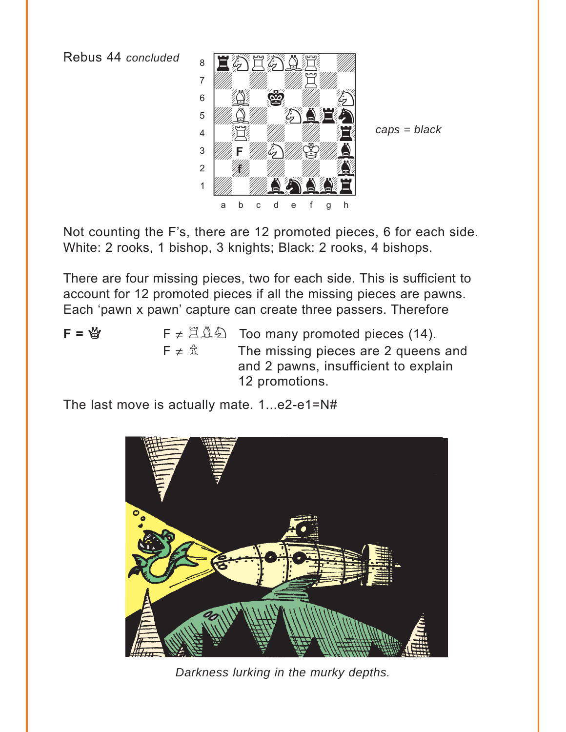Rebus 44 *concluded*

*caps = black*

Not counting the F's, there are 12 promoted pieces, 6 for each side. White: 2 rooks, 1 bishop, 3 knights; Black: 2 rooks, 4 bishops.

There are four missing pieces, two for each side. This is sufficient to account for 12 promoted pieces if all the missing pieces are pawns. Each 'pawn x pawn' capture can create three passers. Therefore

| | | |
|---|---|---|
| **F = ♕** | F ≠ ♖♗♘ | Too many promoted pieces (14). |
| | F ≠ ♙ | The missing pieces are 2 queens and and 2 pawns, insufficient to explain 12 promotions. |

The last move is actually mate. 1...e2-e1=N#

*Darkness lurking in the murky depths.*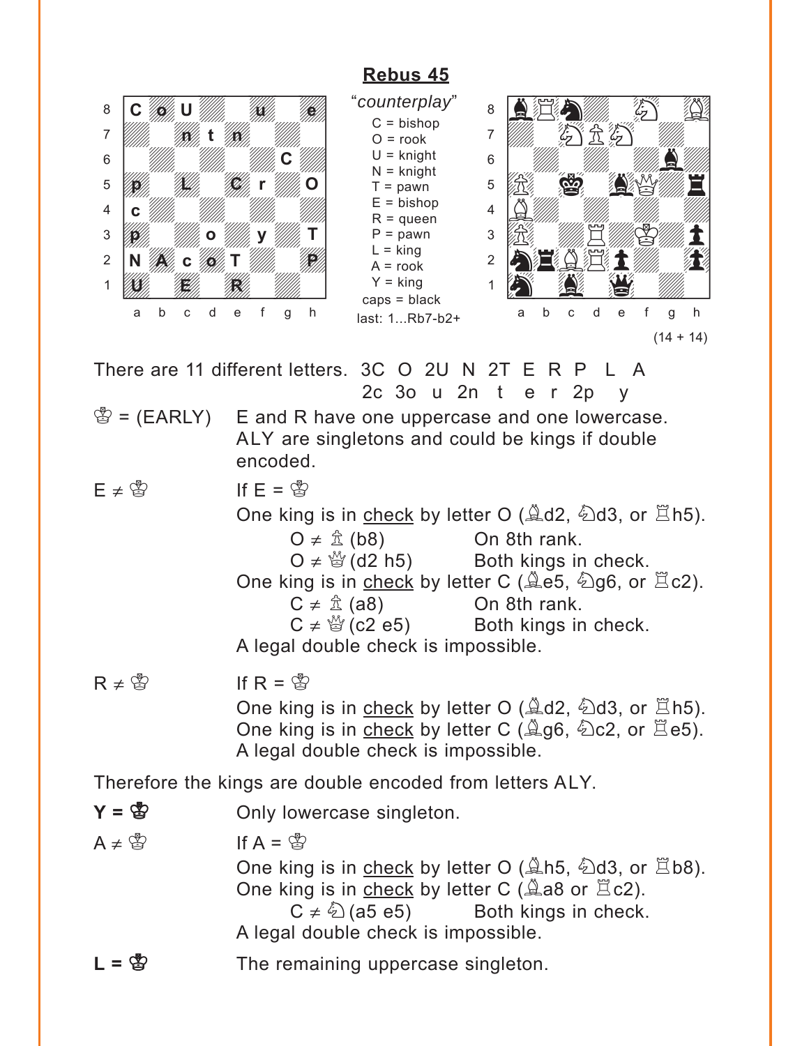## Rebus 45

"*counterplay*"

C = bishop
O = rook
U = knight
N = knight
T = pawn
E = bishop
R = queen
P = pawn
L = king
A = rook
Y = king
caps = black
last: 1...Rb7-b2+

(14 + 14)

There are 11 different letters. 3C O 2U N 2T E R P L A
2c 3o u 2n t e r 2p y

♔ = (EARLY) E and R have one uppercase and one lowercase. ALY are singletons and could be kings if double encoded.

E ≠ ♔ If E = ♔
One king is in check by letter O (♗d2, ♘d3, or ♖h5).
O ≠ ♙ (b8) On 8th rank.
O ≠ ♕ (d2 h5) Both kings in check.
One king is in check by letter C (♗e5, ♘g6, or ♖c2).
C ≠ ♙ (a8) On 8th rank.
C ≠ ♕ (c2 e5) Both kings in check.
A legal double check is impossible.

R ≠ ♔ If R = ♔
One king is in check by letter O (♗d2, ♘d3, or ♖h5).
One king is in check by letter C (♗g6, ♘c2, or ♖e5).
A legal double check is impossible.

Therefore the kings are double encoded from letters ALY.

**Y = ♔** Only lowercase singleton.

A ≠ ♔ If A = ♔
One king is in check by letter O (♗h5, ♘d3, or ♖b8).
One king is in check by letter C (♗a8 or ♖c2).
C ≠ ♘ (a5 e5) Both kings in check.
A legal double check is impossible.

**L = ♔** The remaining uppercase singleton.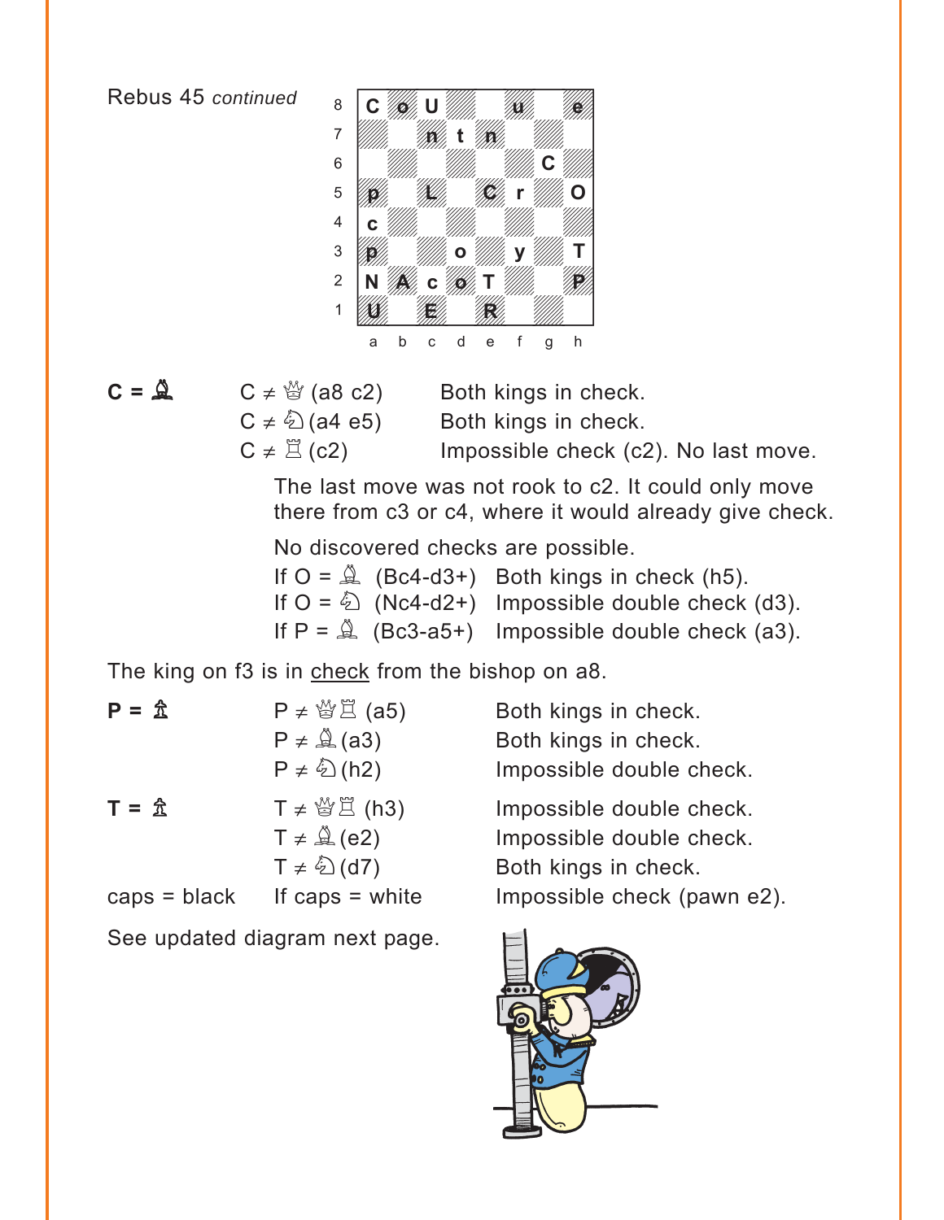Rebus 45 *continued*

| | a | b | c | d | e | f | g | h |
|---|---|---|---|---|---|---|---|---|
| 8 | C | o | U | | | u | | e |
| 7 | | | n | t | n | | | |
| 6 | | | | | | | C | |
| 5 | p | | L | | C | r | | O |
| 4 | c | | | | | | | |
| 3 | p | | | o | | y | | T |
| 2 | N | A | c | o | T | | | P |
| 1 | U | | E | | R | | | |

**C = ♝** C ≠ ♛ (a8 c2) Both kings in check.
C ≠ ♞ (a4 e5) Both kings in check.
C ≠ ♜ (c2) Impossible check (c2). No last move.

The last move was not rook to c2. It could only move there from c3 or c4, where it would already give check.

No discovered checks are possible.
If O = ♗ (Bc4-d3+) Both kings in check (h5).
If O = ♘ (Nc4-d2+) Impossible double check (d3).
If P = ♗ (Bc3-a5+) Impossible double check (a3).

The king on f3 is in check from the bishop on a8.

**P = ♟** P ≠ ♛♜ (a5) Both kings in check.
P ≠ ♝ (a3) Both kings in check.
P ≠ ♞ (h2) Impossible double check.

**T = ♟** T ≠ ♛♜ (h3) Impossible double check.
T ≠ ♝ (e2) Impossible double check.
T ≠ ♞ (d7) Both kings in check.

caps = black If caps = white Impossible check (pawn e2).

See updated diagram next page.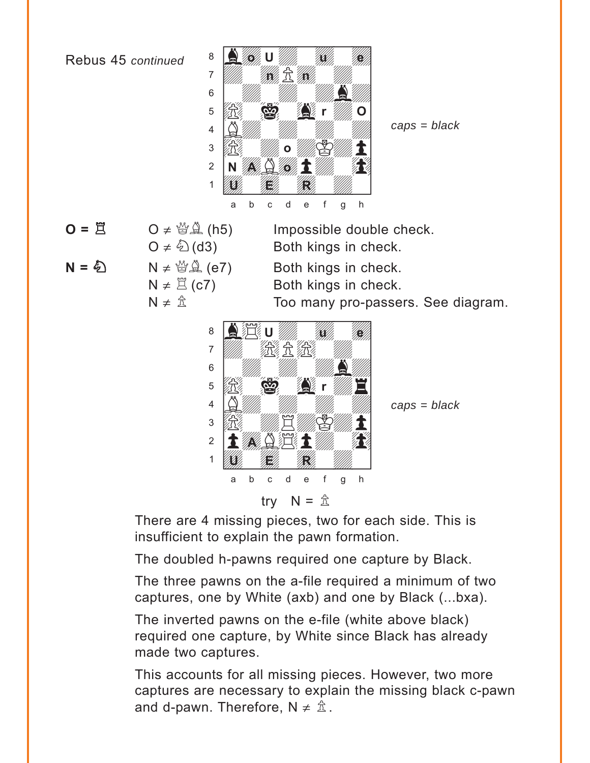Rebus 45 *continued*

*caps = black*

**O = ♖**

| | | |
|---|---|---|
| **O = ♖** | O ≠ ♕♗ (h5) | Impossible double check. |
| | O ≠ ♘ (d3) | Both kings in check. |
| **N = ♘** | N ≠ ♕♗ (e7) | Both kings in check. |
| | N ≠ ♖ (c7) | Both kings in check. |
| | N ≠ ♙ | Too many pro-passers. See diagram. |

*caps = black*

try N = ♙

There are 4 missing pieces, two for each side. This is insufficient to explain the pawn formation.

The doubled h-pawns required one capture by Black.

The three pawns on the a-file required a minimum of two captures, one by White (axb) and one by Black (...bxa).

The inverted pawns on the e-file (white above black) required one capture, by White since Black has already made two captures.

This accounts for all missing pieces. However, two more captures are necessary to explain the missing black c-pawn and d-pawn. Therefore, N ≠ ♙.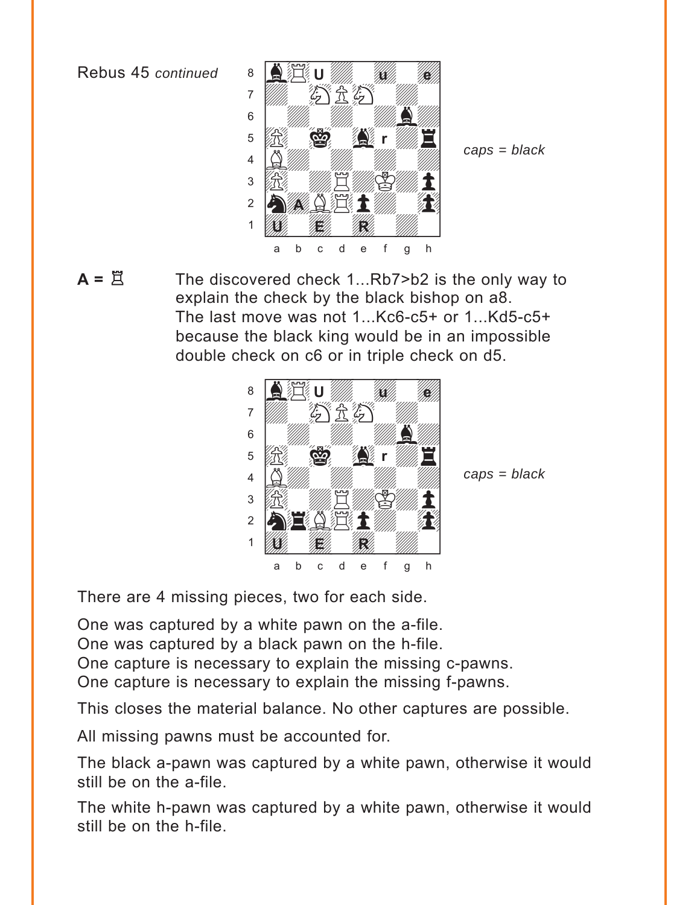Rebus 45 *continued*

*caps = black*

**A =** ♖ The discovered check 1...Rb7>b2 is the only way to explain the check by the black bishop on a8. The last move was not 1...Kc6-c5+ or 1...Kd5-c5+ because the black king would be in an impossible double check on c6 or in triple check on d5.

*caps = black*

There are 4 missing pieces, two for each side.

One was captured by a white pawn on the a-file.
One was captured by a black pawn on the h-file.
One capture is necessary to explain the missing c-pawns.
One capture is necessary to explain the missing f-pawns.

This closes the material balance. No other captures are possible.

All missing pawns must be accounted for.

The black a-pawn was captured by a white pawn, otherwise it would still be on the a-file.

The white h-pawn was captured by a white pawn, otherwise it would still be on the h-file.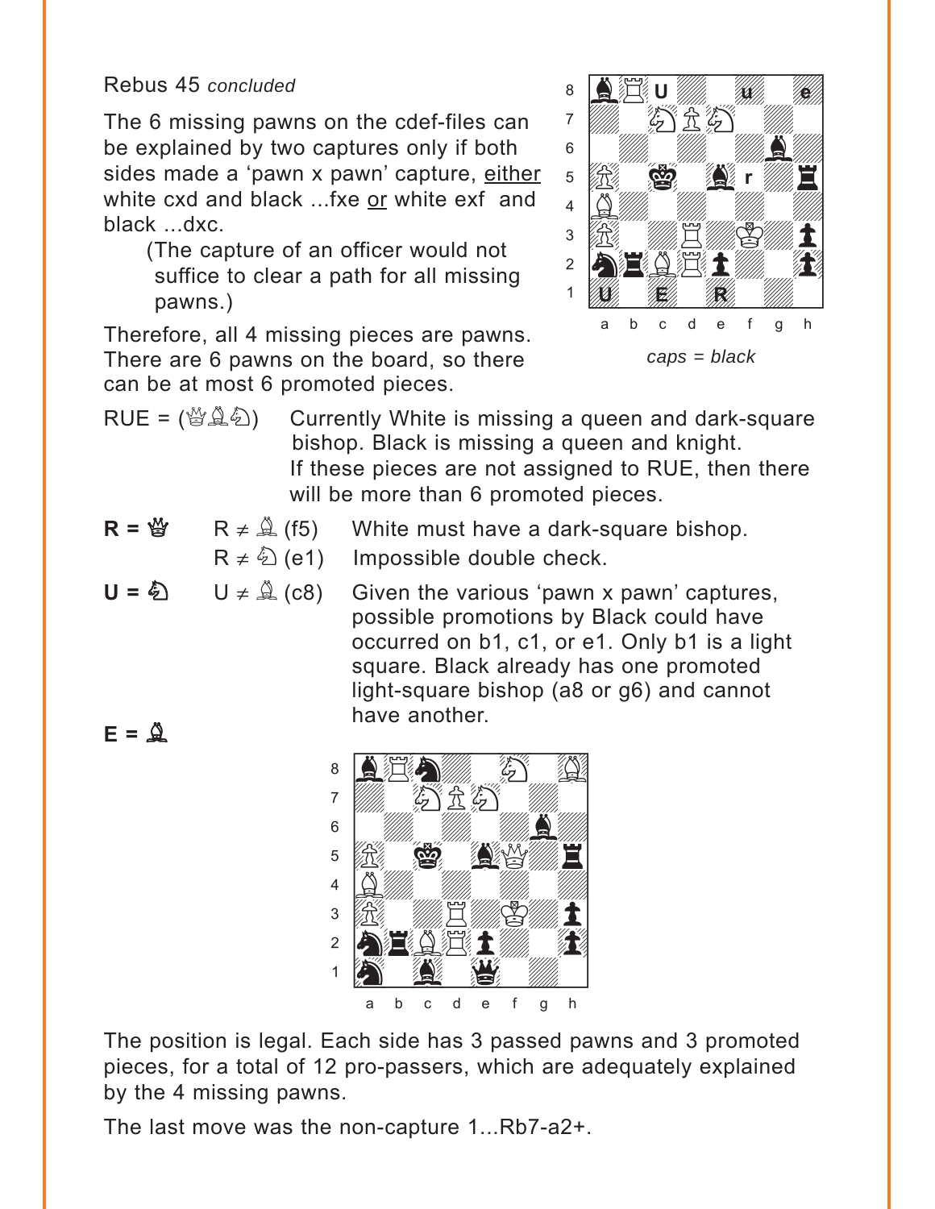Rebus 45 *concluded*

The 6 missing pawns on the cdef-files can be explained by two captures only if both sides made a 'pawn x pawn' capture, either white cxd and black ...fxe or white exf and black ...dxc.

(The capture of an officer would not suffice to clear a path for all missing pawns.)

Therefore, all 4 missing pieces are pawns. There are 6 pawns on the board, so there can be at most 6 promoted pieces.

*caps = black*

RUE = (♕♗♘) Currently White is missing a queen and dark-square bishop. Black is missing a queen and knight. If these pieces are not assigned to RUE, then there will be more than 6 promoted pieces.

**R = ♕** R ≠ ♗ (f5) White must have a dark-square bishop.
R ≠ ♘ (e1) Impossible double check.

**U = ♘** U ≠ ♗ (c8) Given the various 'pawn x pawn' captures, possible promotions by Black could have occurred on b1, c1, or e1. Only b1 is a light square. Black already has one promoted light-square bishop (a8 or g6) and cannot have another.

**E = ♗**

The position is legal. Each side has 3 passed pawns and 3 promoted pieces, for a total of 12 pro-passers, which are adequately explained by the 4 missing pawns.

The last move was the non-capture 1...Rb7-a2+.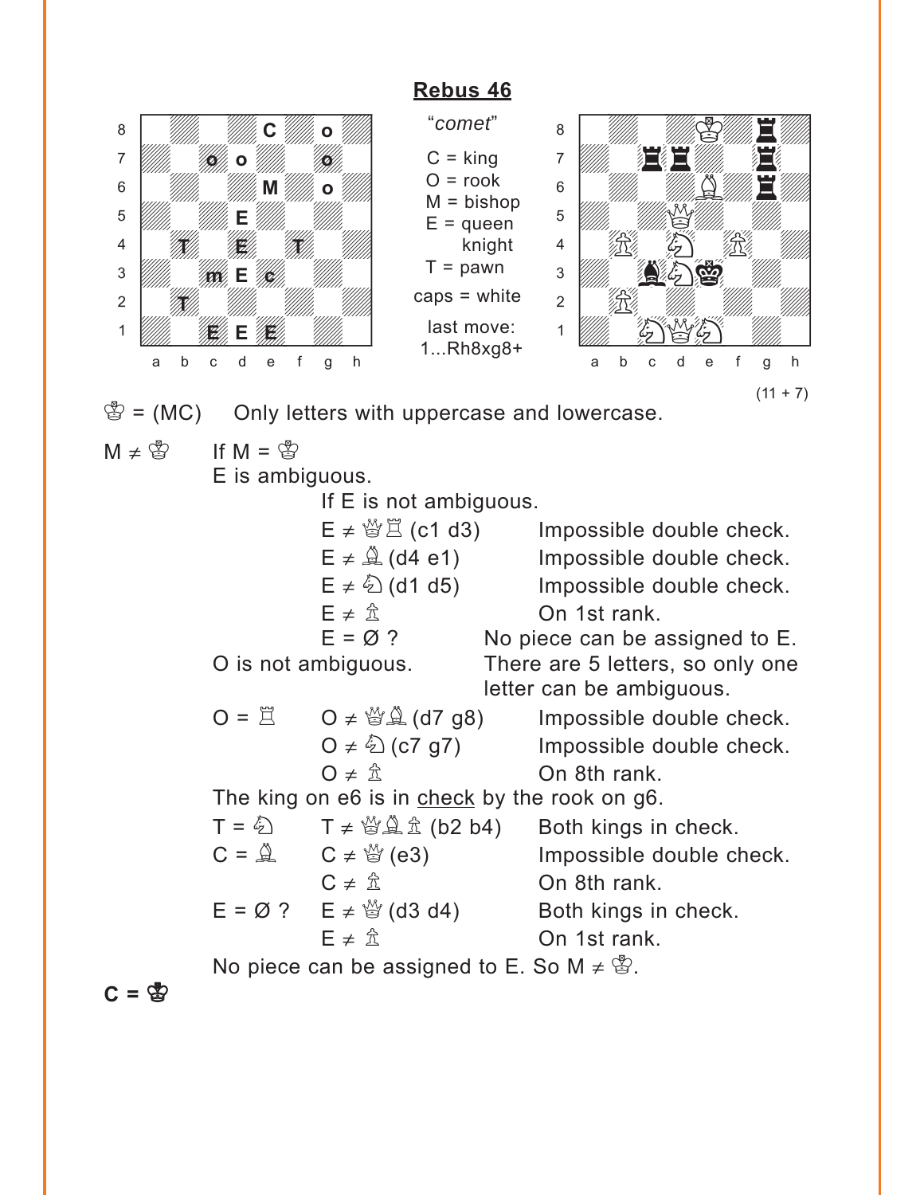# Rebus 46

| | a | b | c | d | e | f | g | h |
|---|---|---|---|---|---|---|---|---|
| 8 | | | | | C | | o | |
| 7 | | | o | o | | | o | |
| 6 | | | | | M | | o | |
| 5 | | | | E | | | | |
| 4 | | T | | E | | T | | |
| 3 | | | m | E | c | | | |
| 2 | | T | | | | | | |
| 1 | | | E | E | E | | | |

"*comet*"

C = king
O = rook
M = bishop
E = queen
knight
T = pawn

caps = white

last move:
1...Rh8xg8+

| | a | b | c | d | e | f | g | h |
|---|---|---|---|---|---|---|---|---|
| 8 | | | | | ♔ | | ♜ | |
| 7 | | | ♜ | ♜ | | | ♜ | |
| 6 | | | | | ♗ | | ♜ | |
| 5 | | | | ♕ | | | | |
| 4 | | ♙ | | ♘ | | ♙ | | |
| 3 | | | ♝ | ♘ | ♚ | | | |
| 2 | | ♙ | | | | | | |
| 1 | | | ♘ | ♕ | ♘ | | | |

(11 + 7)

♔ = (MC) Only letters with uppercase and lowercase.

M ≠ ♔ If M = ♔
E is ambiguous.
If E is not ambiguous.
E ≠ ♕♖ (c1 d3) Impossible double check.
E ≠ ♗ (d4 e1) Impossible double check.
E ≠ ♘ (d1 d5) Impossible double check.
E ≠ ♙ On 1st rank.
E = Ø ? No piece can be assigned to E.
O is not ambiguous. There are 5 letters, so only one letter can be ambiguous.
O = ♖ O ≠ ♕♗ (d7 g8) Impossible double check.
O ≠ ♘ (c7 g7) Impossible double check.
O ≠ ♙ On 8th rank.
The king on e6 is in <u>check</u> by the rook on g6.
T = ♘ T ≠ ♕♗♙ (b2 b4) Both kings in check.
C = ♗ C ≠ ♕ (e3) Impossible double check.
C ≠ ♙ On 8th rank.
E = Ø ? E ≠ ♕ (d3 d4) Both kings in check.
E ≠ ♙ On 1st rank.
No piece can be assigned to E. So M ≠ ♔.

**C = ♚**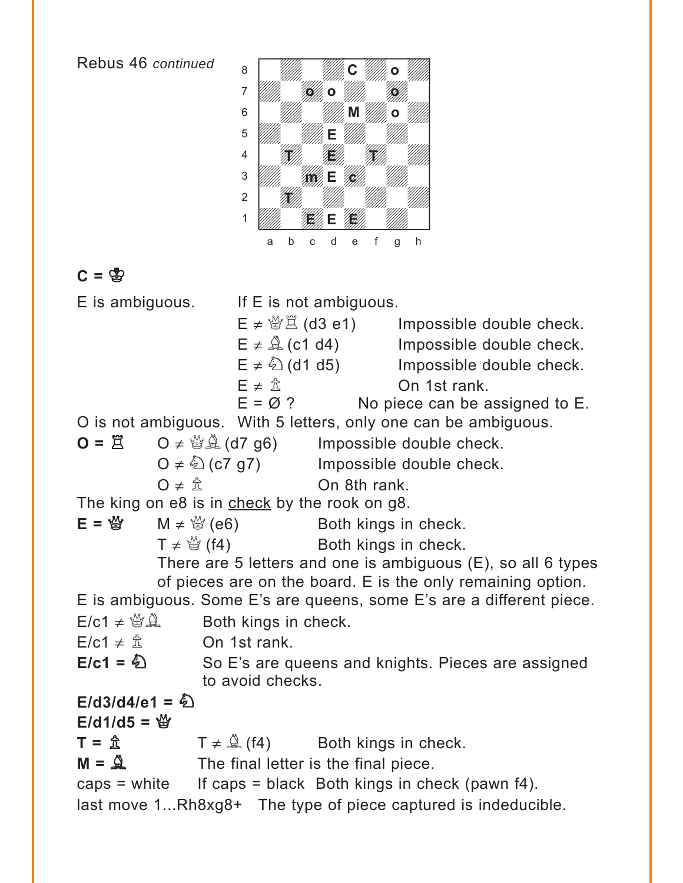Rebus 46 *continued*

| | a | b | c | d | e | f | g | h |
|---|---|---|---|---|---|---|---|---|
| 8 | | | | | C | | o | |
| 7 | | | o | o | | | o | |
| 6 | | | | | M | | o | |
| 5 | | | | E | | | | |
| 4 | | T | | E | | T | | |
| 3 | | | m | E | c | | | |
| 2 | | T | | | | | | |
| 1 | | | E | E | E | | | |

**C = ♔**

E is ambiguous. If E is not ambiguous.

E ≠ ♕♖ (d3 e1) Impossible double check.

E ≠ ♗ (c1 d4) Impossible double check.

E ≠ ♘ (d1 d5) Impossible double check.

E ≠ ♙ On 1st rank.

E = Ø ? No piece can be assigned to E.

O is not ambiguous. With 5 letters, only one can be ambiguous.

**O = ♖** O ≠ ♕♗ (d7 g6) Impossible double check.

O ≠ ♘ (c7 g7) Impossible double check.

O ≠ ♙ On 8th rank.

The king on e8 is in <u>check</u> by the rook on g8.

**E = ♕** M ≠ ♕ (e6) Both kings in check.

T ≠ ♕ (f4) Both kings in check.

There are 5 letters and one is ambiguous (E), so all 6 types of pieces are on the board. E is the only remaining option.

E is ambiguous. Some E's are queens, some E's are a different piece.

E/c1 ≠ ♕♗ Both kings in check.

E/c1 ≠ ♙ On 1st rank.

**E/c1 = ♘** So E's are queens and knights. Pieces are assigned to avoid checks.

**E/d3/d4/e1 = ♘**

**E/d1/d5 = ♕**

**T = ♙** T ≠ ♗ (f4) Both kings in check.

**M = ♗** The final letter is the final piece.

caps = white If caps = black Both kings in check (pawn f4).

last move 1...Rh8xg8+ The type of piece captured is indeducible.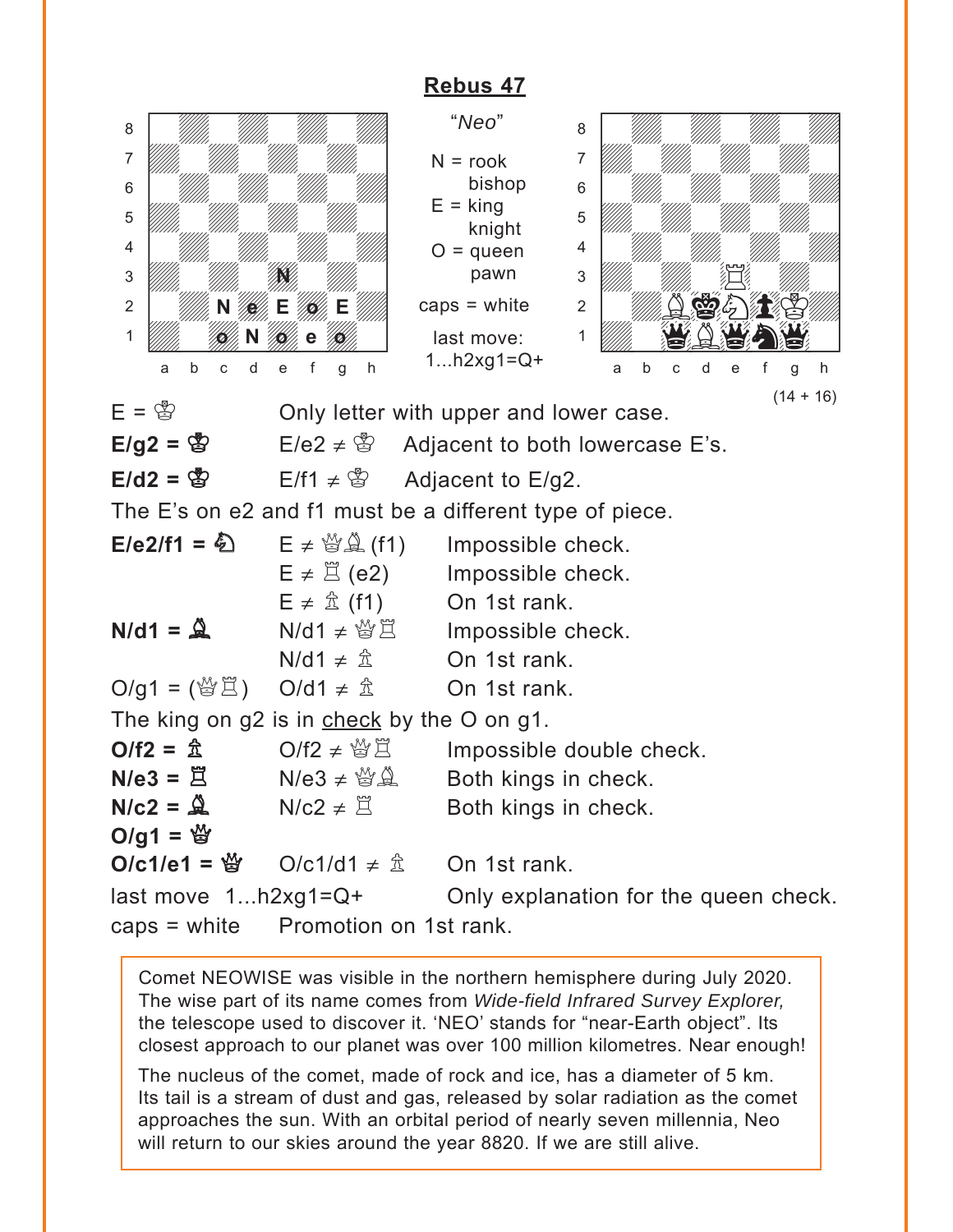# Rebus 47

*"Neo"*

N = rook
 bishop
E = king
 knight
O = queen
 pawn

caps = white

last move:
1...h2xg1=Q+

(14 + 16)

E = ♔ Only letter with upper and lower case.

**E/g2 = ♚** E/e2 ≠ ♔ Adjacent to both lowercase E's.

**E/d2 = ♔** E/f1 ≠ ♔ Adjacent to E/g2.

The E's on e2 and f1 must be a different type of piece.

**E/e2/f1 = ♘** E ≠ ♕♗ (f1) Impossible check.
E ≠ ♖ (e2) Impossible check.
E ≠ ♙ (f1) On 1st rank.

**N/d1 = ♗** N/d1 ≠ ♕♖ Impossible check.
N/d1 ≠ ♙ On 1st rank.

O/g1 = (♕♖) O/d1 ≠ ♙ On 1st rank.

The king on g2 is in check by the O on g1.

**O/f2 = ♙** O/f2 ≠ ♕♖ Impossible double check.

**N/e3 = ♖** N/e3 ≠ ♕♗ Both kings in check.

**N/c2 = ♗** N/c2 ≠ ♖ Both kings in check.

**O/g1 = ♕**

**O/c1/e1 = ♕** O/c1/d1 ≠ ♙ On 1st rank.

last move 1...h2xg1=Q+ Only explanation for the queen check.

caps = white Promotion on 1st rank.

Comet NEOWISE was visible in the northern hemisphere during July 2020. The wise part of its name comes from *Wide-field Infrared Survey Explorer,* the telescope used to discover it. 'NEO' stands for "near-Earth object". Its closest approach to our planet was over 100 million kilometres. Near enough!

The nucleus of the comet, made of rock and ice, has a diameter of 5 km. Its tail is a stream of dust and gas, released by solar radiation as the comet approaches the sun. With an orbital period of nearly seven millennia, Neo will return to our skies around the year 8820. If we are still alive.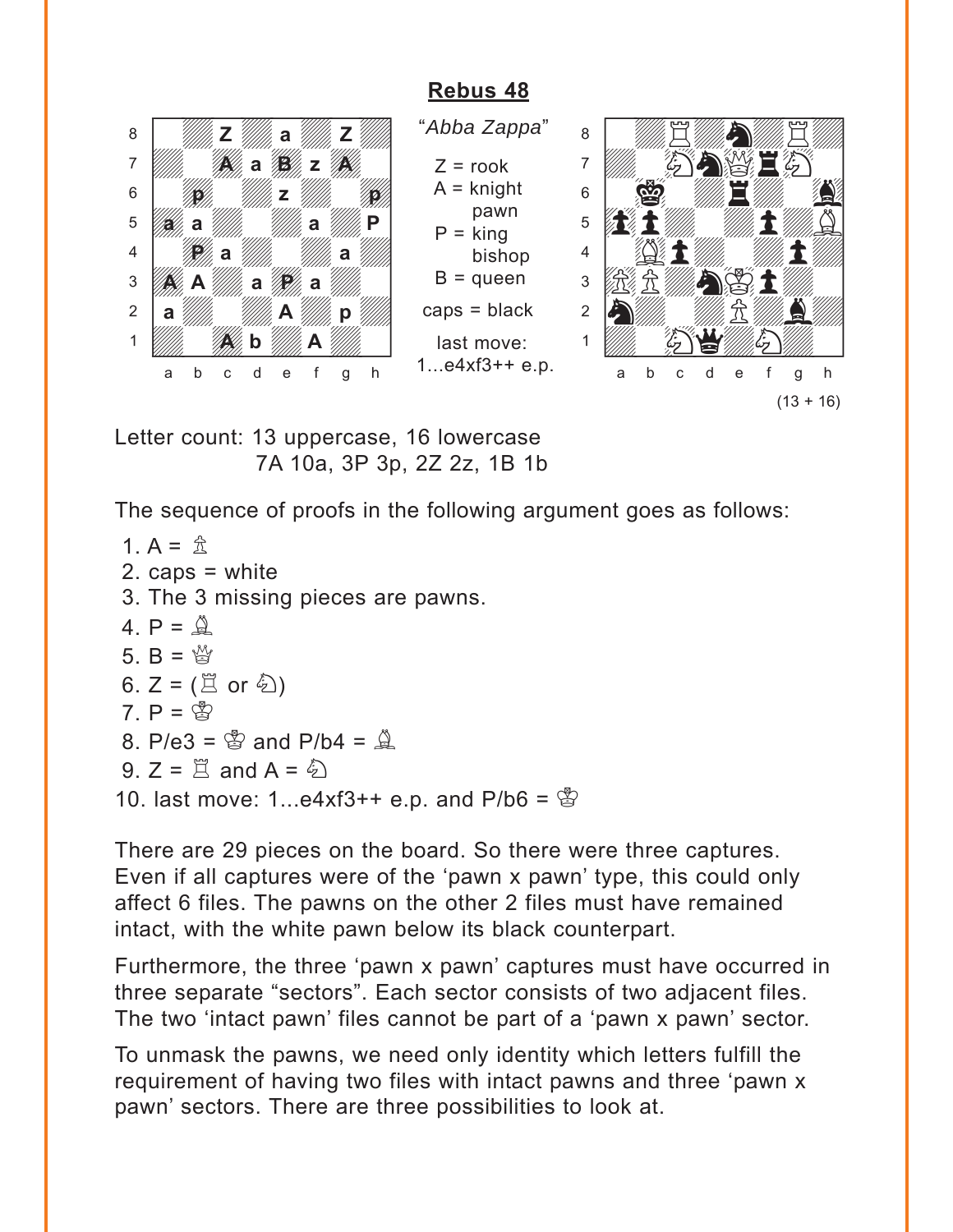## Rebus 48

"*Abba Zappa*"

Z = rook
A = knight
   pawn
P = king
   bishop
B = queen

caps = black

last move:
1...e4xf3++ e.p.

(13 + 16)

Letter count: 13 uppercase, 16 lowercase
7A 10a, 3P 3p, 2Z 2z, 1B 1b

The sequence of proofs in the following argument goes as follows:

1. A = ♙
2. caps = white
3. The 3 missing pieces are pawns.
4. P = ♗
5. B = ♕
6. Z = (♖ or ♘)
7. P = ♔
8. P/e3 = ♔ and P/b4 = ♗
9. Z = ♖ and A = ♘
10. last move: 1...e4xf3++ e.p. and P/b6 = ♔

There are 29 pieces on the board. So there were three captures. Even if all captures were of the 'pawn x pawn' type, this could only affect 6 files. The pawns on the other 2 files must have remained intact, with the white pawn below its black counterpart.

Furthermore, the three 'pawn x pawn' captures must have occurred in three separate "sectors". Each sector consists of two adjacent files. The two 'intact pawn' files cannot be part of a 'pawn x pawn' sector.

To unmask the pawns, we need only identity which letters fulfill the requirement of having two files with intact pawns and three 'pawn x pawn' sectors. There are three possibilities to look at.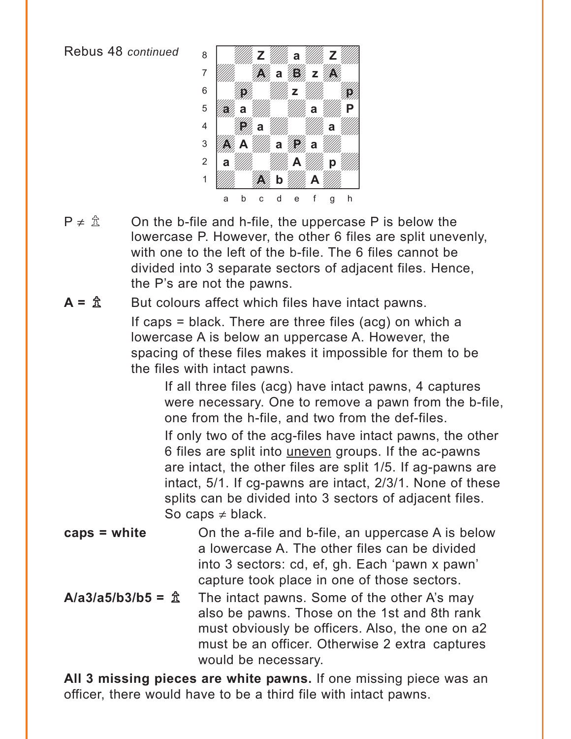Rebus 48 *continued*

| | a | b | c | d | e | f | g | h |
|---|---|---|---|---|---|---|---|---|
| 8 | | | Z | | a | | Z | |
| 7 | | | A | a | B | z | A | |
| 6 | | p | | | z | | | p |
| 5 | a | a | | | | a | | P |
| 4 | | P | a | | | | a | |
| 3 | A | A | | a | P | a | | |
| 2 | a | | | | A | | p | |
| 1 | | | A | b | | A | | |

**P ≠ ♙** On the b-file and h-file, the uppercase P is below the lowercase P. However, the other 6 files are split unevenly, with one to the left of the b-file. The 6 files cannot be divided into 3 separate sectors of adjacent files. Hence, the P's are not the pawns.

**A = ♙** But colours affect which files have intact pawns.

If caps = black. There are three files (acg) on which a lowercase A is below an uppercase A. However, the spacing of these files makes it impossible for them to be the files with intact pawns.

> If all three files (acg) have intact pawns, 4 captures were necessary. One to remove a pawn from the b-file, one from the h-file, and two from the def-files.
>
> If only two of the acg-files have intact pawns, the other 6 files are split into <u>uneven</u> groups. If the ac-pawns are intact, the other files are split 1/5. If ag-pawns are intact, 5/1. If cg-pawns are intact, 2/3/1. None of these splits can be divided into 3 sectors of adjacent files. So caps ≠ black.

**caps = white** On the a-file and b-file, an uppercase A is below a lowercase A. The other files can be divided into 3 sectors: cd, ef, gh. Each 'pawn x pawn' capture took place in one of those sectors.

**A/a3/a5/b3/b5 = ♙** The intact pawns. Some of the other A's may also be pawns. Those on the 1st and 8th rank must obviously be officers. Also, the one on a2 must be an officer. Otherwise 2 extra captures would be necessary.

**All 3 missing pieces are white pawns.** If one missing piece was an officer, there would have to be a third file with intact pawns.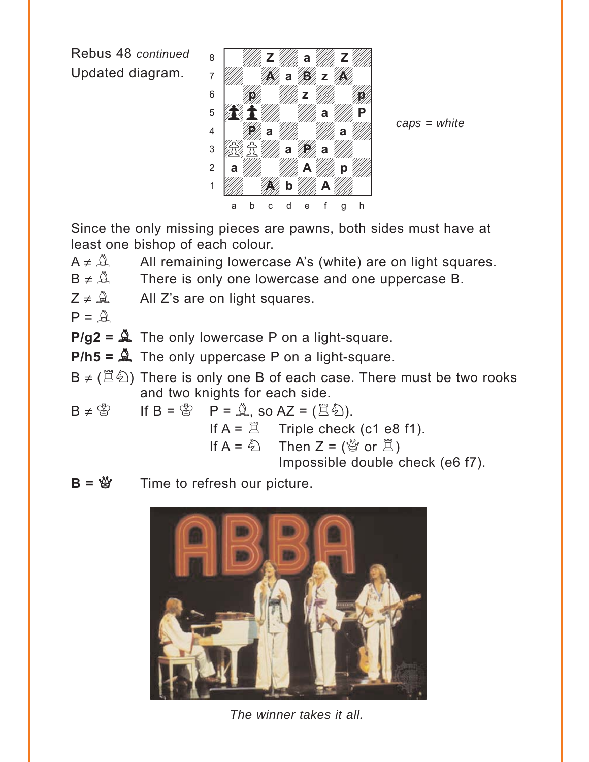Rebus 48 *continued*
Updated diagram.

*caps = white*

Since the only missing pieces are pawns, both sides must have at least one bishop of each colour.

| | |
|---|---|
| A ≠ ♗ | All remaining lowercase A's (white) are on light squares. |
| B ≠ ♗ | There is only one lowercase and one uppercase B. |
| Z ≠ ♗ | All Z's are on light squares. |
| P = ♗ | |
| **P/g2 = ♝** | The only lowercase P on a light-square. |
| **P/h5 = ♝** | The only uppercase P on a light-square. |
| B ≠ (♖♘) | There is only one B of each case. There must be two rooks and two knights for each side. |
| B ≠ ♔ | If B = ♔ P = ♗, so AZ = (♖♘). |
| | If A = ♖ Triple check (c1 e8 f1). |
| | If A = ♘ Then Z = (♕ or ♖) Impossible double check (e6 f7). |

**B = ♕** Time to refresh our picture.

*The winner takes it all.*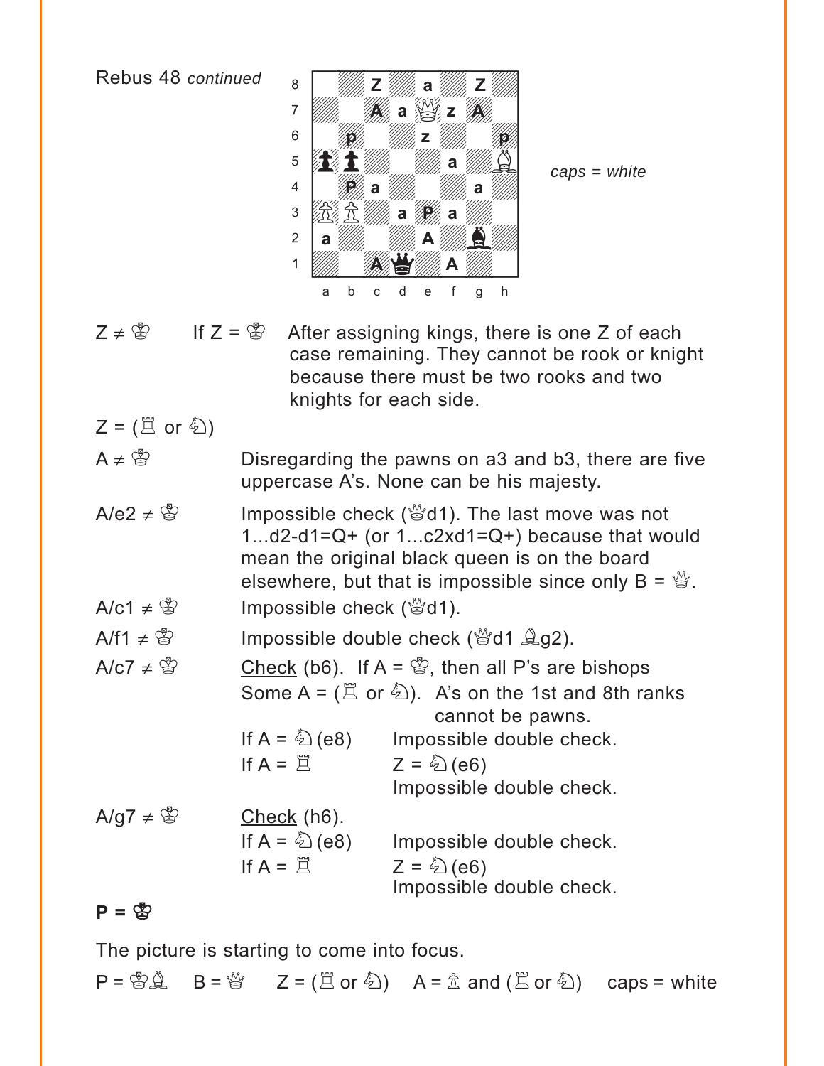Rebus 48 *continued*

| | a | b | c | d | e | f | g | h |
|---|---|---|---|---|---|---|---|---|
| 8 | | | Z | | a | | Z | |
| 7 | | | A | a | ♕ | z | A | |
| 6 | | p | | | z | | | p |
| 5 | ♟ | ♟ | | | | a | | ♗ |
| 4 | | P | a | | | | a | |
| 3 | ♙ | ♙ | | a | P | a | | |
| 2 | a | | | | A | | ♝ | |
| 1 | | | A | ♛ | | A | | |

*caps = white*

Z ≠ ♔ If Z = ♔ After assigning kings, there is one Z of each case remaining. They cannot be rook or knight because there must be two rooks and two knights for each side.

Z = (♖ or ♘)

A ≠ ♔ Disregarding the pawns on a3 and b3, there are five uppercase A's. None can be his majesty.

A/e2 ≠ ♔ Impossible check (♕d1). The last move was not 1...d2-d1=Q+ (or 1...c2xd1=Q+) because that would mean the original black queen is on the board elsewhere, but that is impossible since only B = ♕.

A/c1 ≠ ♔ Impossible check (♕d1).

A/f1 ≠ ♔ Impossible double check (♕d1 ♗g2).

A/c7 ≠ ♔ Check (b6). If A = ♔, then all P's are bishops

Some A = (♖ or ♘). A's on the 1st and 8th ranks cannot be pawns.

If A = ♘ (e8) Impossible double check.

If A = ♖ Z = ♘ (e6)
Impossible double check.

A/g7 ≠ ♔ Check (h6).

If A = ♘ (e8) Impossible double check.

If A = ♖ Z = ♘ (e6)
Impossible double check.

**P = ♚**

The picture is starting to come into focus.

P = ♔♗ B = ♕ Z = (♖ or ♘) A = ♙ and (♖ or ♘) caps = white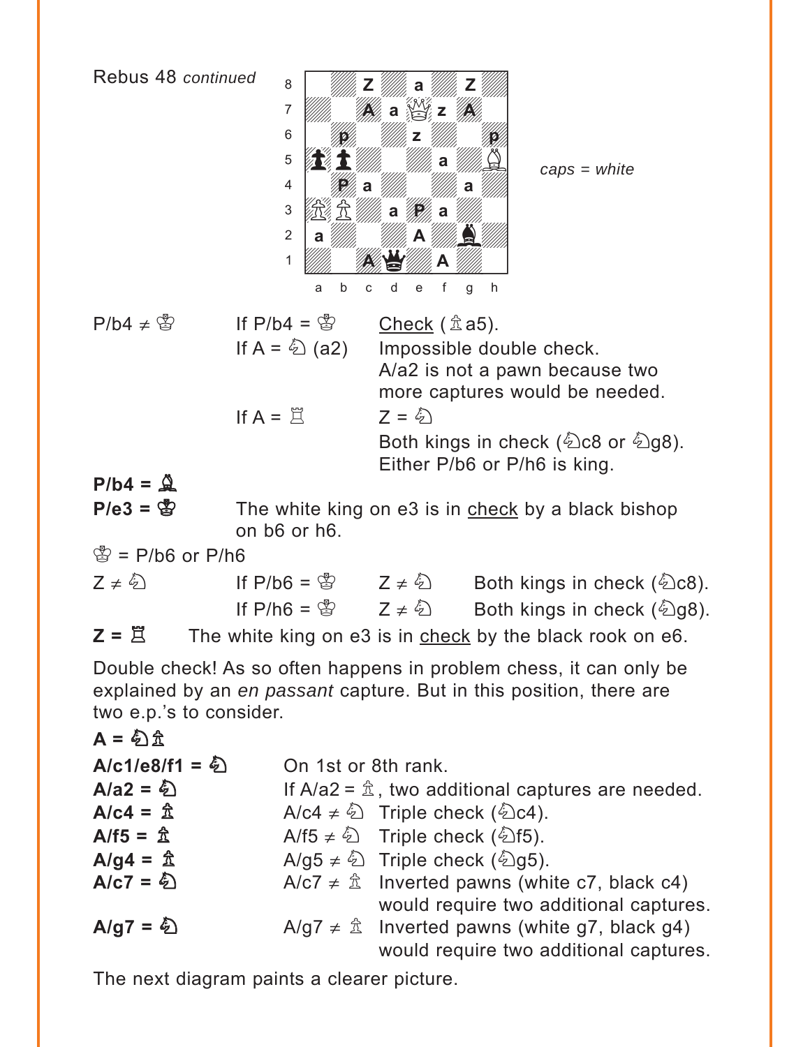Rebus 48 *continued*

caps = white

| | | | |
|---|---|---|---|
| P/b4 ≠ ♔ | If P/b4 = ♔ | Check (♙a5). | |
| | If A = ♘ (a2) | Impossible double check. A/a2 is not a pawn because two more captures would be needed. | |
| | If A = ♖ | Z = ♘ Both kings in check (♘c8 or ♘g8). Either P/b6 or P/h6 is king. | |

**P/b4 = ♝**

**P/e3 = ♔** The white king on e3 is in check by a black bishop on b6 or h6.

♚ = P/b6 or P/h6

| | | | |
|---|---|---|---|
| Z ≠ ♘ | If P/b6 = ♚ | Z ≠ ♘ | Both kings in check (♘c8). |
| | If P/h6 = ♚ | Z ≠ ♘ | Both kings in check (♘g8). |

**Z = ♖** The white king on e3 is in check by the black rook on e6.

Double check! As so often happens in problem chess, it can only be explained by an *en passant* capture. But in this position, there are two e.p.'s to consider.

**A = ♘♙**

| | |
|---|---|
| **A/c1/e8/f1 = ♘** | On 1st or 8th rank. |
| **A/a2 = ♘** | If A/a2 = ♙, two additional captures are needed. |
| **A/c4 = ♙** | A/c4 ≠ ♘ Triple check (♘c4). |
| **A/f5 = ♙** | A/f5 ≠ ♘ Triple check (♘f5). |
| **A/g4 = ♙** | A/g5 ≠ ♘ Triple check (♘g5). |
| **A/c7 = ♘** | A/c7 ≠ ♙ Inverted pawns (white c7, black c4) would require two additional captures. |
| **A/g7 = ♘** | A/g7 ≠ ♙ Inverted pawns (white g7, black g4) would require two additional captures. |

The next diagram paints a clearer picture.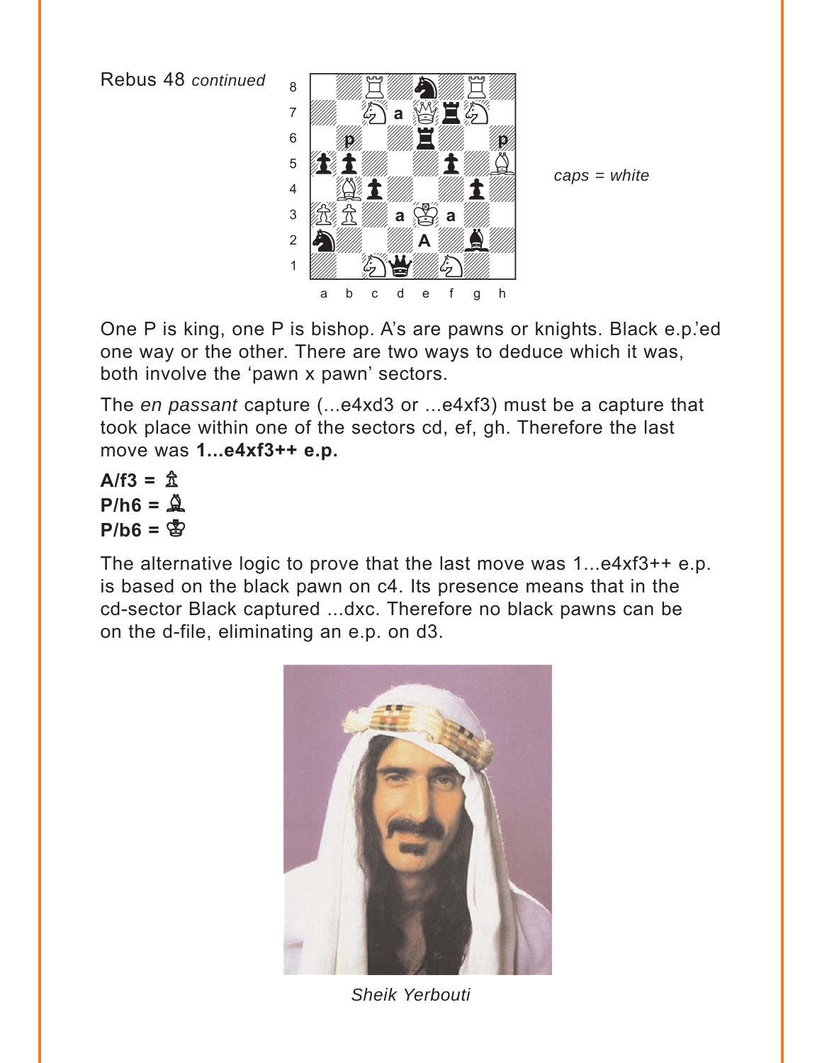Rebus 48 *continued*

*caps = white*

One P is king, one P is bishop. A's are pawns or knights. Black e.p.'ed one way or the other. There are two ways to deduce which it was, both involve the 'pawn x pawn' sectors.

The *en passant* capture (...e4xd3 or ...e4xf3) must be a capture that took place within one of the sectors cd, ef, gh. Therefore the last move was **1...e4xf3++ e.p.**

**A/f3 = ♙**
**P/h6 = ♗**
**P/b6 = ♔**

The alternative logic to prove that the last move was 1...e4xf3++ e.p. is based on the black pawn on c4. Its presence means that in the cd-sector Black captured ...dxc. Therefore no black pawns can be on the d-file, eliminating an e.p. on d3.

*Sheik Yerbouti*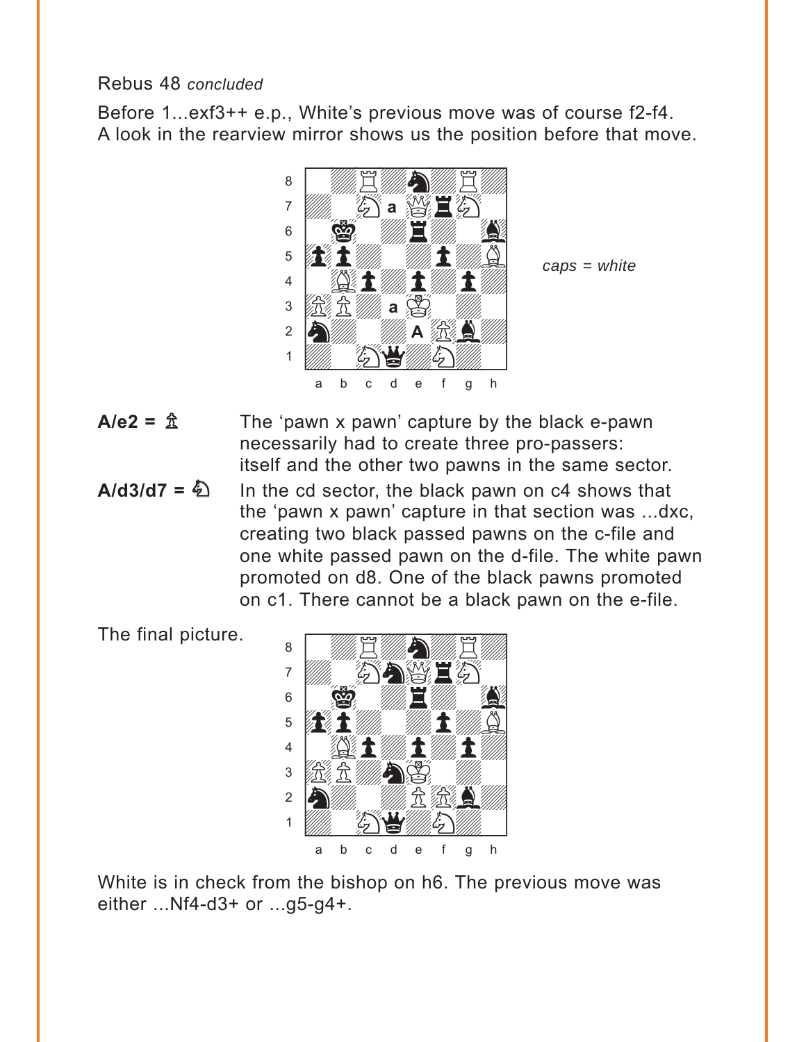Rebus 48 *concluded*

Before 1...exf3++ e.p., White's previous move was of course f2-f4. A look in the rearview mirror shows us the position before that move.

*caps = white*

**A/e2 = ♙** The 'pawn x pawn' capture by the black e-pawn necessarily had to create three pro-passers: itself and the other two pawns in the same sector.

**A/d3/d7 = ♘** In the cd sector, the black pawn on c4 shows that the 'pawn x pawn' capture in that section was ...dxc, creating two black passed pawns on the c-file and one white passed pawn on the d-file. The white pawn promoted on d8. One of the black pawns promoted on c1. There cannot be a black pawn on the e-file.

The final picture.

White is in check from the bishop on h6. The previous move was either ...Nf4-d3+ or ...g5-g4+.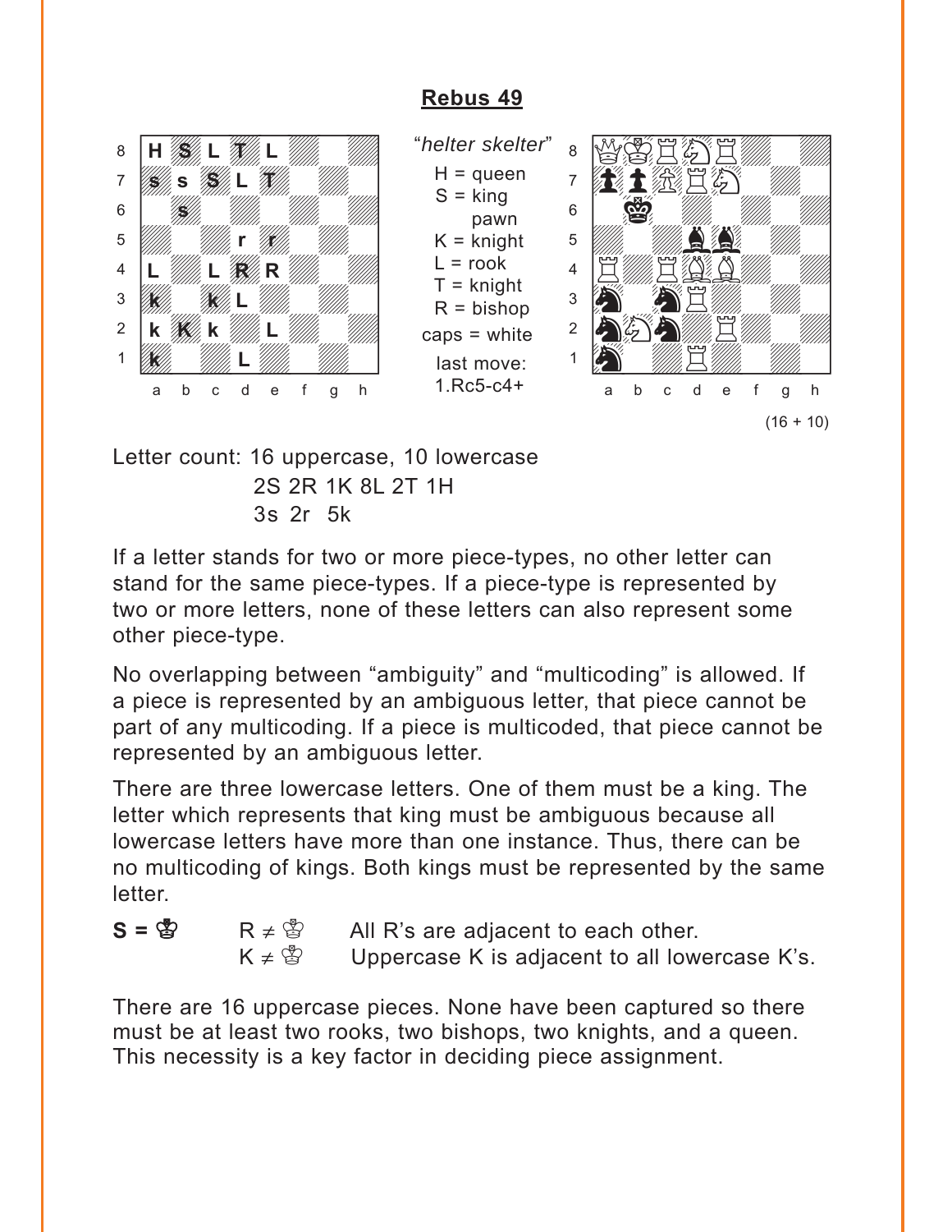# Rebus 49

| | a | b | c | d | e | f | g | h |
|---|---|---|---|---|---|---|---|---|
| 8 | H | S | L | T | L | | | |
| 7 | s | s | S | L | T | | | |
| 6 | | s | | | | | | |
| 5 | | | | r | r | | | |
| 4 | L | | L | R | R | | | |
| 3 | k | | k | L | | | | |
| 2 | k | K | k | | L | | | |
| 1 | k | | | L | | | | |

"*helter skelter*"

H = queen
S = king
pawn
K = knight
L = rook
T = knight
R = bishop
caps = white

last move:
1.Rc5-c4+

| | a | b | c | d | e | f | g | h |
|---|---|---|---|---|---|---|---|---|
| 8 | ♕ | ♔ | ♖ | ♘ | ♖ | | | |
| 7 | ♟ | ♟ | ♙ | ♖ | ♘ | | | |
| 6 | | ♚ | | | | | | |
| 5 | | | | ♝ | ♝ | | | |
| 4 | ♖ | | ♖ | ♗ | ♗ | | | |
| 3 | ♞ | | ♞ | ♖ | | | | |
| 2 | ♞ | ♘ | ♞ | | ♖ | | | |
| 1 | ♞ | | | ♖ | | | | |

(16 + 10)

Letter count: 16 uppercase, 10 lowercase
2S 2R 1K 8L 2T 1H
3s 2r 5k

If a letter stands for two or more piece-types, no other letter can stand for the same piece-types. If a piece-type is represented by two or more letters, none of these letters can also represent some other piece-type.

No overlapping between "ambiguity" and "multicoding" is allowed. If a piece is represented by an ambiguous letter, that piece cannot be part of any multicoding. If a piece is multicoded, that piece cannot be represented by an ambiguous letter.

There are three lowercase letters. One of them must be a king. The letter which represents that king must be ambiguous because all lowercase letters have more than one instance. Thus, there can be no multicoding of kings. Both kings must be represented by the same letter.

**S = ♔** R ≠ ♔ All R's are adjacent to each other.
K ≠ ♔ Uppercase K is adjacent to all lowercase K's.

There are 16 uppercase pieces. None have been captured so there must be at least two rooks, two bishops, two knights, and a queen. This necessity is a key factor in deciding piece assignment.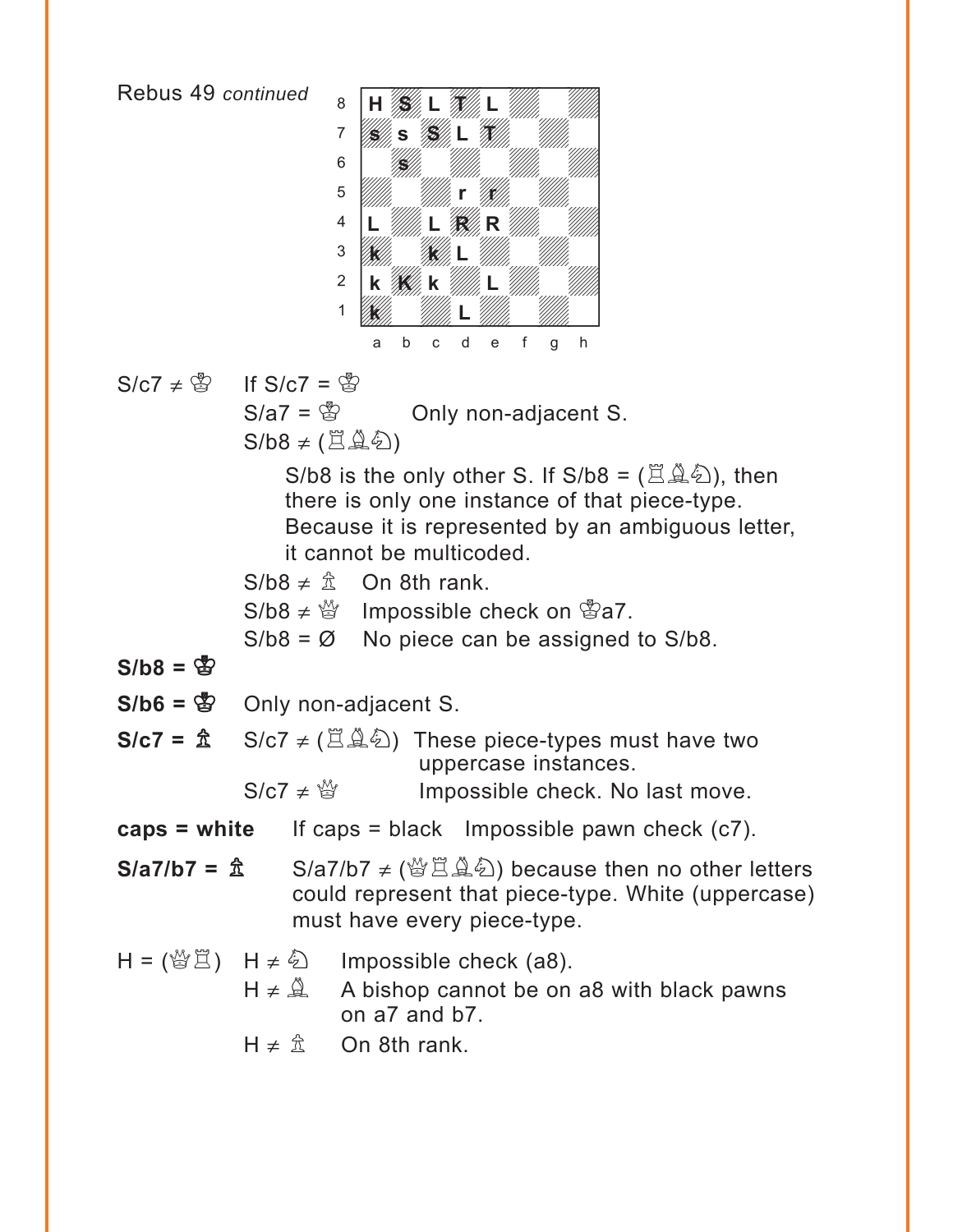Rebus 49 *continued*

| | a | b | c | d | e | f | g | h |
|---|---|---|---|---|---|---|---|---|
| 8 | H | S | L | T | L | | | |
| 7 | s | s | S | L | T | | | |
| 6 | | s | | | | | | |
| 5 | | | | r | r | | | |
| 4 | L | | L | R | R | | | |
| 3 | k | | k | L | | | | |
| 2 | k | K | k | | L | | | |
| 1 | k | | | L | | | | |

S/c7 ≠ ♔ If S/c7 = ♔

S/a7 = ♔ Only non-adjacent S.

S/b8 ≠ (♖♗♘)

S/b8 is the only other S. If S/b8 = (♖♗♘), then there is only one instance of that piece-type. Because it is represented by an ambiguous letter, it cannot be multicoded.

S/b8 ≠ ♙ On 8th rank.

S/b8 ≠ ♕ Impossible check on ♔a7.

S/b8 = Ø No piece can be assigned to S/b8.

**S/b8 = ♚**

**S/b6 = ♚** Only non-adjacent S.

**S/c7 = ♙** S/c7 ≠ (♖♗♘) These piece-types must have two uppercase instances.

S/c7 ≠ ♕ Impossible check. No last move.

**caps = white** If caps = black Impossible pawn check (c7).

**S/a7/b7 = ♙** S/a7/b7 ≠ (♕♖♗♘) because then no other letters could represent that piece-type. White (uppercase) must have every piece-type.

H = (♕♖) H ≠ ♘ Impossible check (a8).

H ≠ ♗ A bishop cannot be on a8 with black pawns on a7 and b7.

H ≠ ♙ On 8th rank.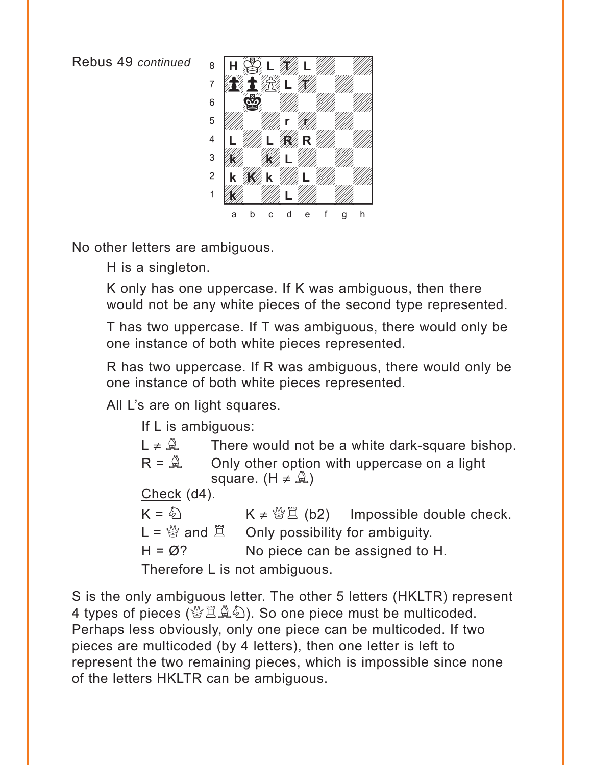Rebus 49 *continued*

No other letters are ambiguous.

H is a singleton.

K only has one uppercase. If K was ambiguous, then there would not be any white pieces of the second type represented.

T has two uppercase. If T was ambiguous, there would only be one instance of both white pieces represented.

R has two uppercase. If R was ambiguous, there would only be one instance of both white pieces represented.

All L's are on light squares.

If L is ambiguous:

L ≠ ♗ There would not be a white dark-square bishop.

R = ♗ Only other option with uppercase on a light square. (H ≠ ♗)

Check (d4).

K = ♘ K ≠ ♕♖ (b2) Impossible double check.

L = ♕ and ♖ Only possibility for ambiguity.

H = Ø? No piece can be assigned to H.

Therefore L is not ambiguous.

S is the only ambiguous letter. The other 5 letters (HKLTR) represent 4 types of pieces (♕♖♗♘). So one piece must be multicoded. Perhaps less obviously, only one piece can be multicoded. If two pieces are multicoded (by 4 letters), then one letter is left to represent the two remaining pieces, which is impossible since none of the letters HKLTR can be ambiguous.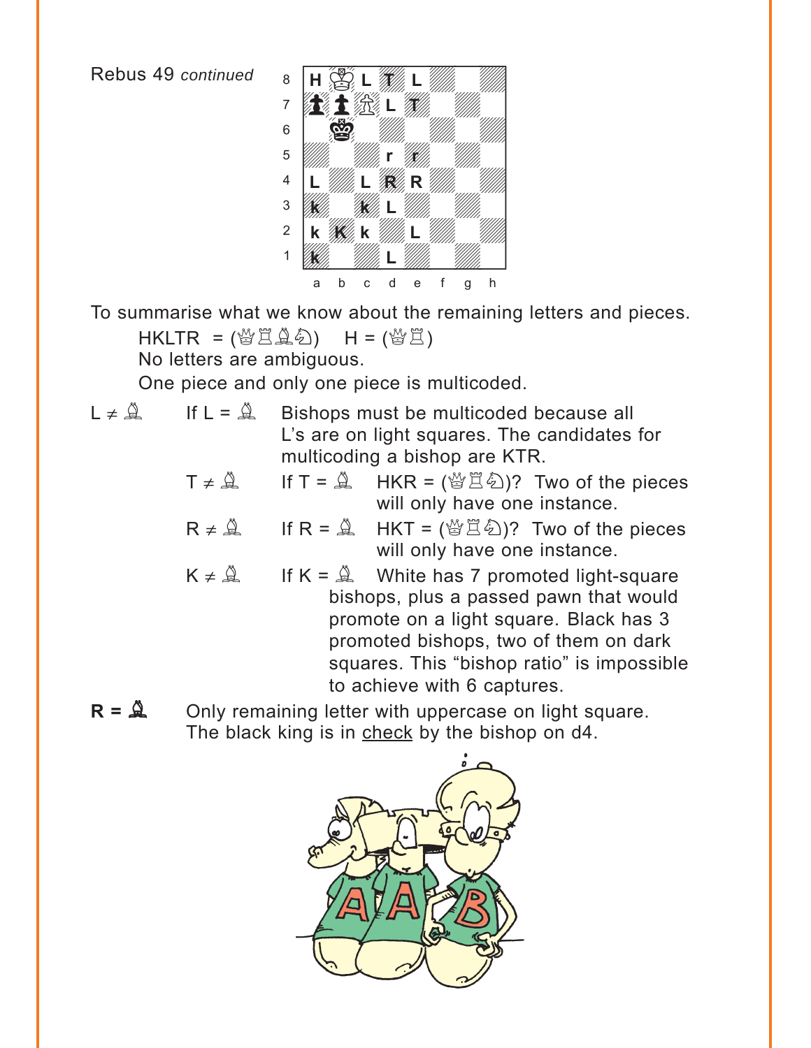Rebus 49 *continued*

To summarise what we know about the remaining letters and pieces.

HKLTR = (♕♖♗♘)  H = (♕♖)

No letters are ambiguous.

One piece and only one piece is multicoded.

L ≠ ♗  If L = ♗  Bishops must be multicoded because all L's are on light squares. The candidates for multicoding a bishop are KTR.

T ≠ ♗  If T = ♗  HKR = (♕♖♘)? Two of the pieces will only have one instance.

R ≠ ♗  If R = ♗  HKT = (♕♖♘)? Two of the pieces will only have one instance.

K ≠ ♗  If K = ♗  White has 7 promoted light-square bishops, plus a passed pawn that would promote on a light square. Black has 3 promoted bishops, two of them on dark squares. This "bishop ratio" is impossible to achieve with 6 captures.

**R = ♗**  Only remaining letter with uppercase on light square. The black king is in check by the bishop on d4.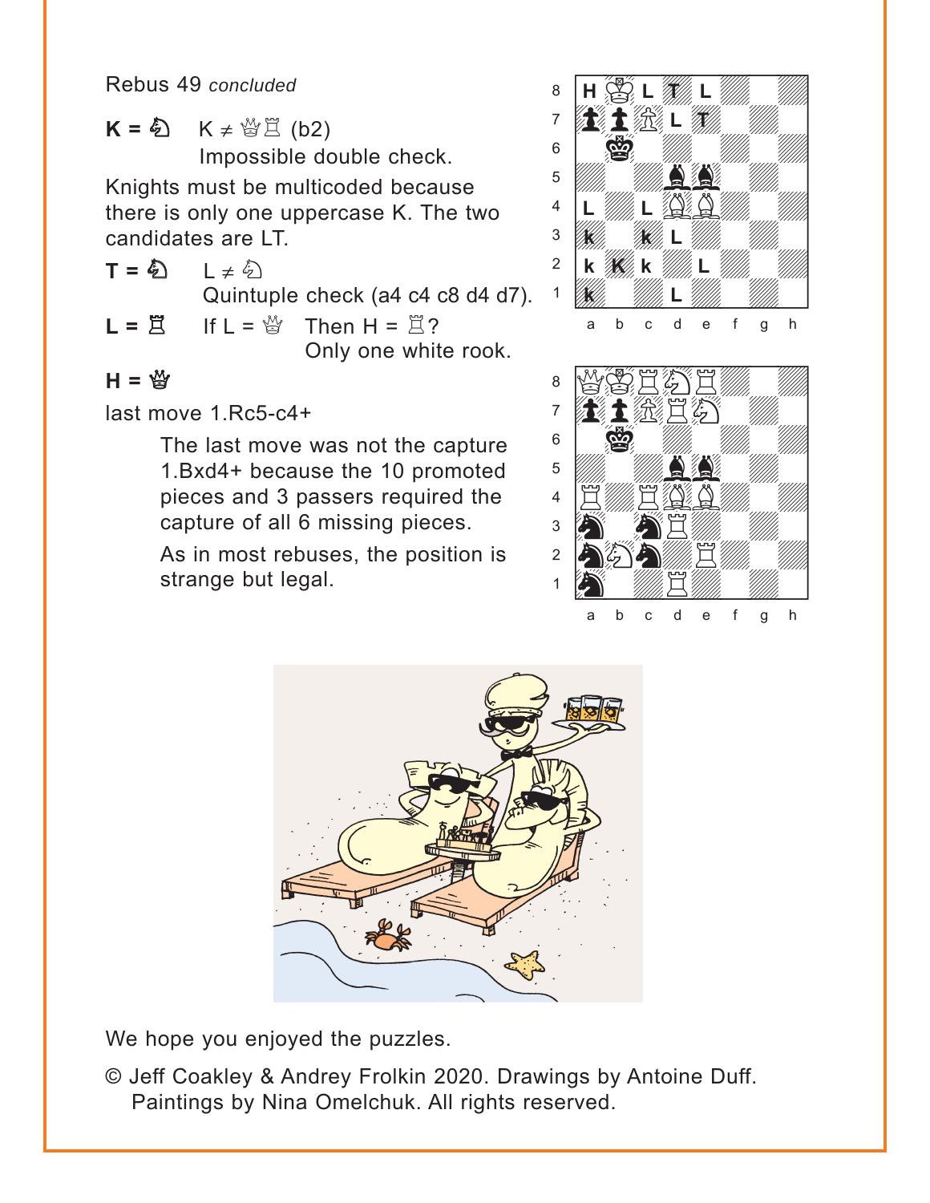Rebus 49 *concluded*

**K =** ♘ K ≠ ♕♖ (b2)
Impossible double check.

Knights must be multicoded because there is only one uppercase K. The two candidates are LT.

**T =** ♘ L ≠ ♘
Quintuple check (a4 c4 c8 d4 d7).

**L =** ♖ If L = ♕ Then H = ♖?
Only one white rook.

**H =** ♕

last move 1.Rc5-c4+

The last move was not the capture 1.Bxd4+ because the 10 promoted pieces and 3 passers required the capture of all 6 missing pieces.

As in most rebuses, the position is strange but legal.

We hope you enjoyed the puzzles.

© Jeff Coakley & Andrey Frolkin 2020. Drawings by Antoine Duff. Paintings by Nina Omelchuk. All rights reserved.